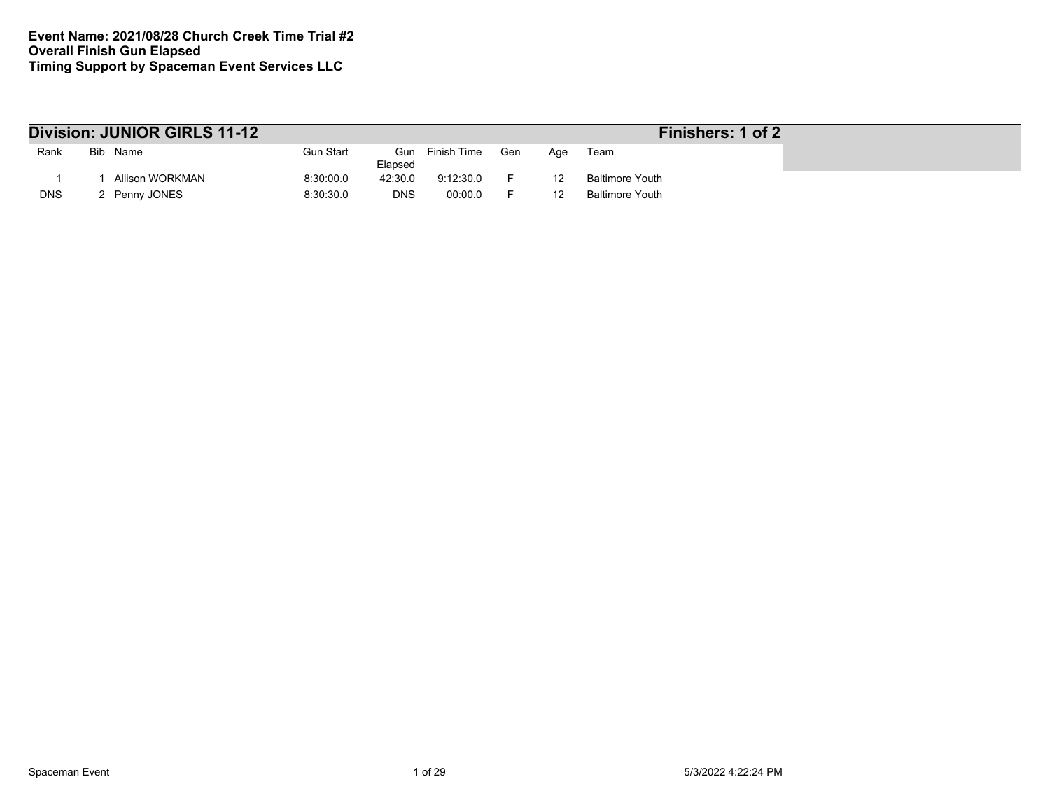**Event Name: 2021/08/28 Church Creek Time Trial #2**
**Overall Finish Gun Elapsed**
**Timing Support by Spaceman Event Services LLC**

## Division: JUNIOR GIRLS 11-12 — Finishers: 1 of 2

| Rank | Bib | Name | Gun Start | Gun Elapsed | Finish Time | Gen | Age | Team |
|---|---|---|---|---|---|---|---|---|
| 1 | 1 | Allison WORKMAN | 8:30:00.0 | 42:30.0 | 9:12:30.0 | F | 12 | Baltimore Youth |
| DNS | 2 | Penny JONES | 8:30:30.0 | DNS | 00:00.0 | F | 12 | Baltimore Youth |

Spaceman Event

5/3/2022 4:22:24 PM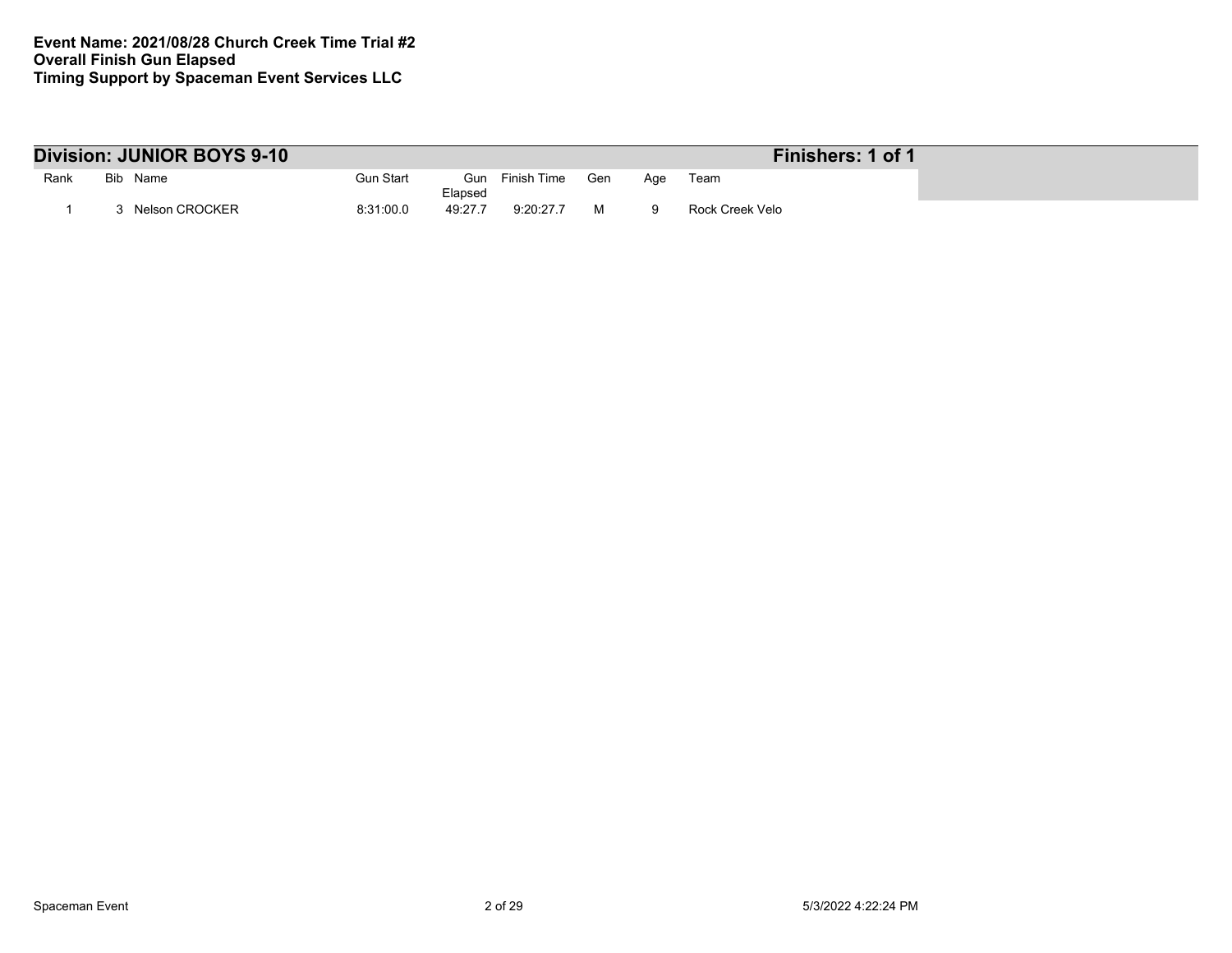**Event Name: 2021/08/28 Church Creek Time Trial #2**
**Overall Finish Gun Elapsed**
**Timing Support by Spaceman Event Services LLC**

## Division: JUNIOR BOYS 9-10 — Finishers: 1 of 1

| Rank | Bib | Name | Gun Start | Gun Elapsed | Finish Time | Gen | Age | Team |
|---|---|---|---|---|---|---|---|---|
| 1 | 3 | Nelson CROCKER | 8:31:00.0 | 49:27.7 | 9:20:27.7 | M | 9 | Rock Creek Velo |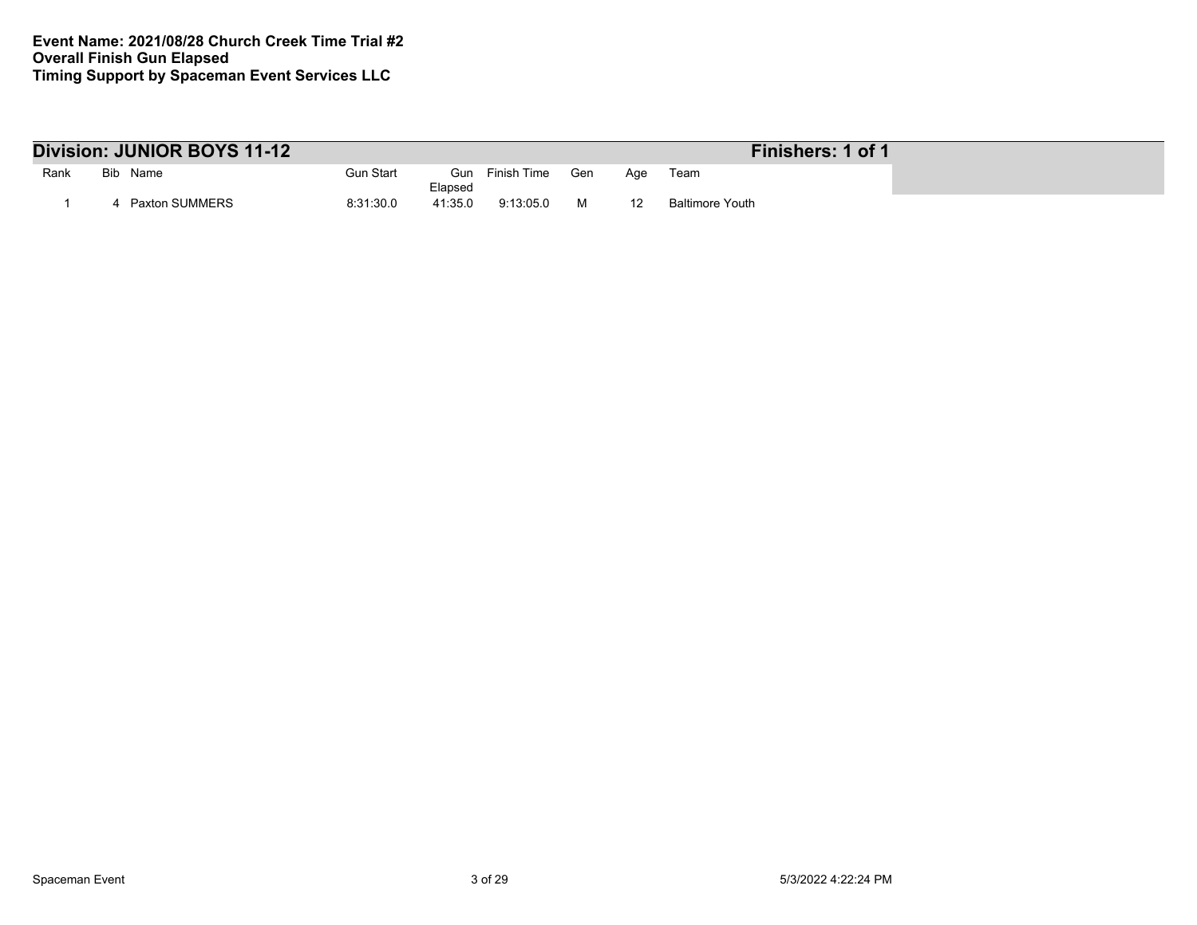**Event Name: 2021/08/28 Church Creek Time Trial #2**
**Overall Finish Gun Elapsed**
**Timing Support by Spaceman Event Services LLC**

## Division: JUNIOR BOYS 11-12 — Finishers: 1 of 1

| Rank | Bib | Name | Gun Start | Gun Elapsed | Finish Time | Gen | Age | Team |
|---|---|---|---|---|---|---|---|---|
| 1 | 4 | Paxton SUMMERS | 8:31:30.0 | 41:35.0 | 9:13:05.0 | M | 12 | Baltimore Youth |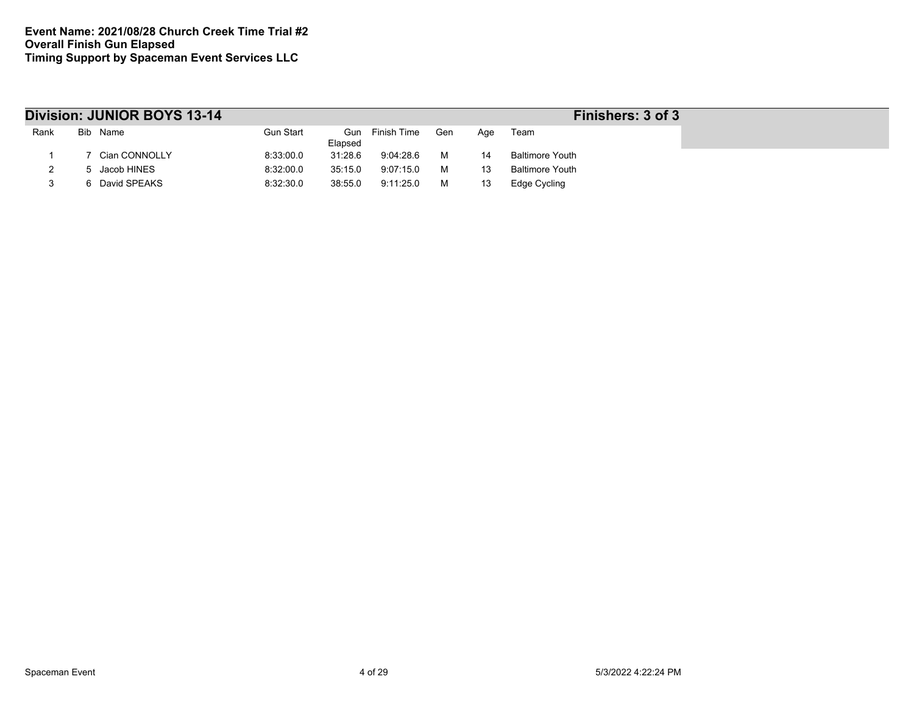**Event Name: 2021/08/28 Church Creek Time Trial #2**
**Overall Finish Gun Elapsed**
**Timing Support by Spaceman Event Services LLC**

## Division: JUNIOR BOYS 13-14

**Finishers: 3 of 3**

| Rank | Bib | Name | Gun Start | Gun Elapsed | Finish Time | Gen | Age | Team |
|---|---|---|---|---|---|---|---|---|
| 1 | 7 | Cian CONNOLLY | 8:33:00.0 | 31:28.6 | 9:04:28.6 | M | 14 | Baltimore Youth |
| 2 | 5 | Jacob HINES | 8:32:00.0 | 35:15.0 | 9:07:15.0 | M | 13 | Baltimore Youth |
| 3 | 6 | David SPEAKS | 8:32:30.0 | 38:55.0 | 9:11:25.0 | M | 13 | Edge Cycling |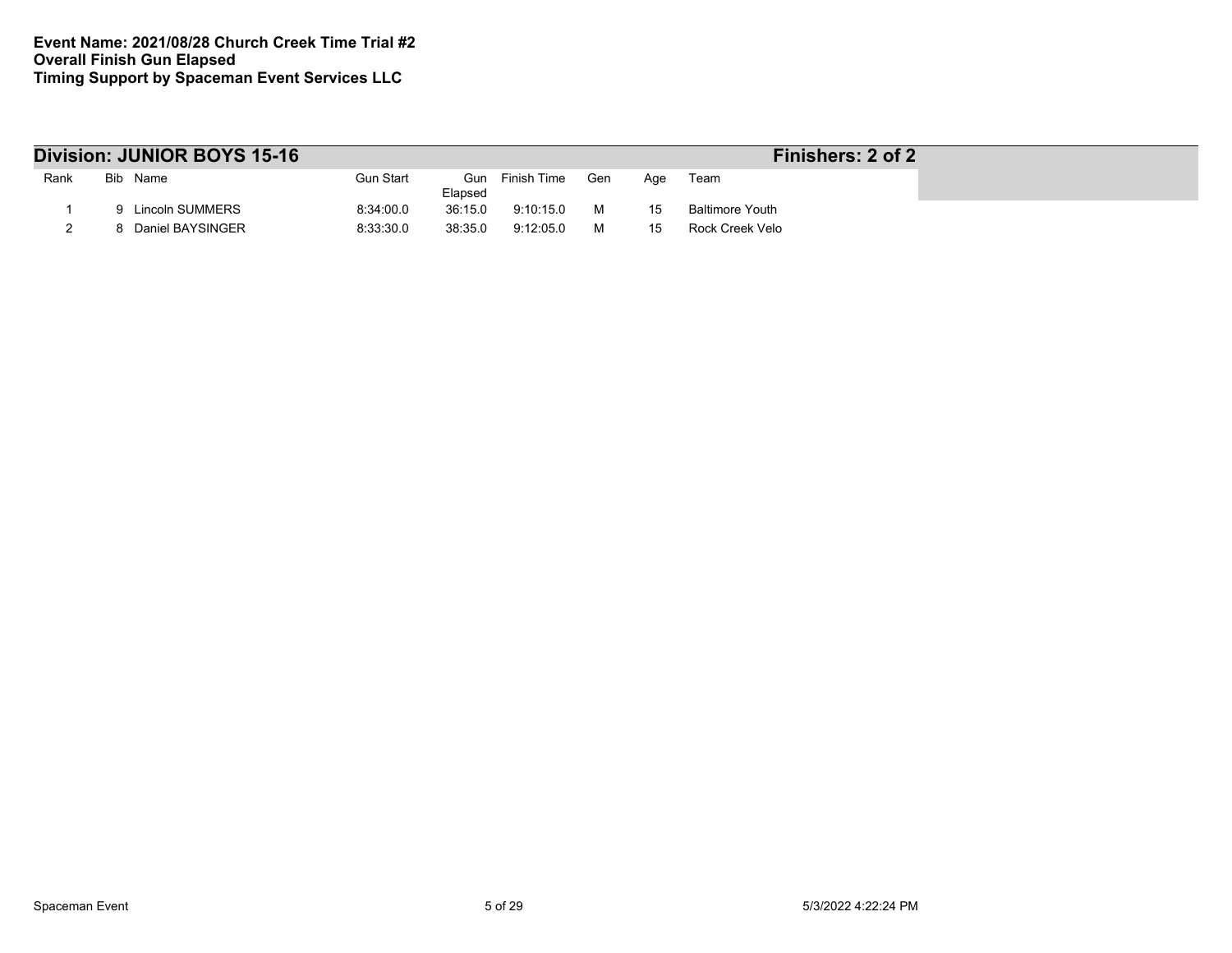**Event Name: 2021/08/28 Church Creek Time Trial #2**
**Overall Finish Gun Elapsed**
**Timing Support by Spaceman Event Services LLC**

## Division: JUNIOR BOYS 15-16 — Finishers: 2 of 2

| Rank | Bib | Name | Gun Start | Gun Elapsed | Finish Time | Gen | Age | Team |
|---|---|---|---|---|---|---|---|---|
| 1 | 9 | Lincoln SUMMERS | 8:34:00.0 | 36:15.0 | 9:10:15.0 | M | 15 | Baltimore Youth |
| 2 | 8 | Daniel BAYSINGER | 8:33:30.0 | 38:35.0 | 9:12:05.0 | M | 15 | Rock Creek Velo |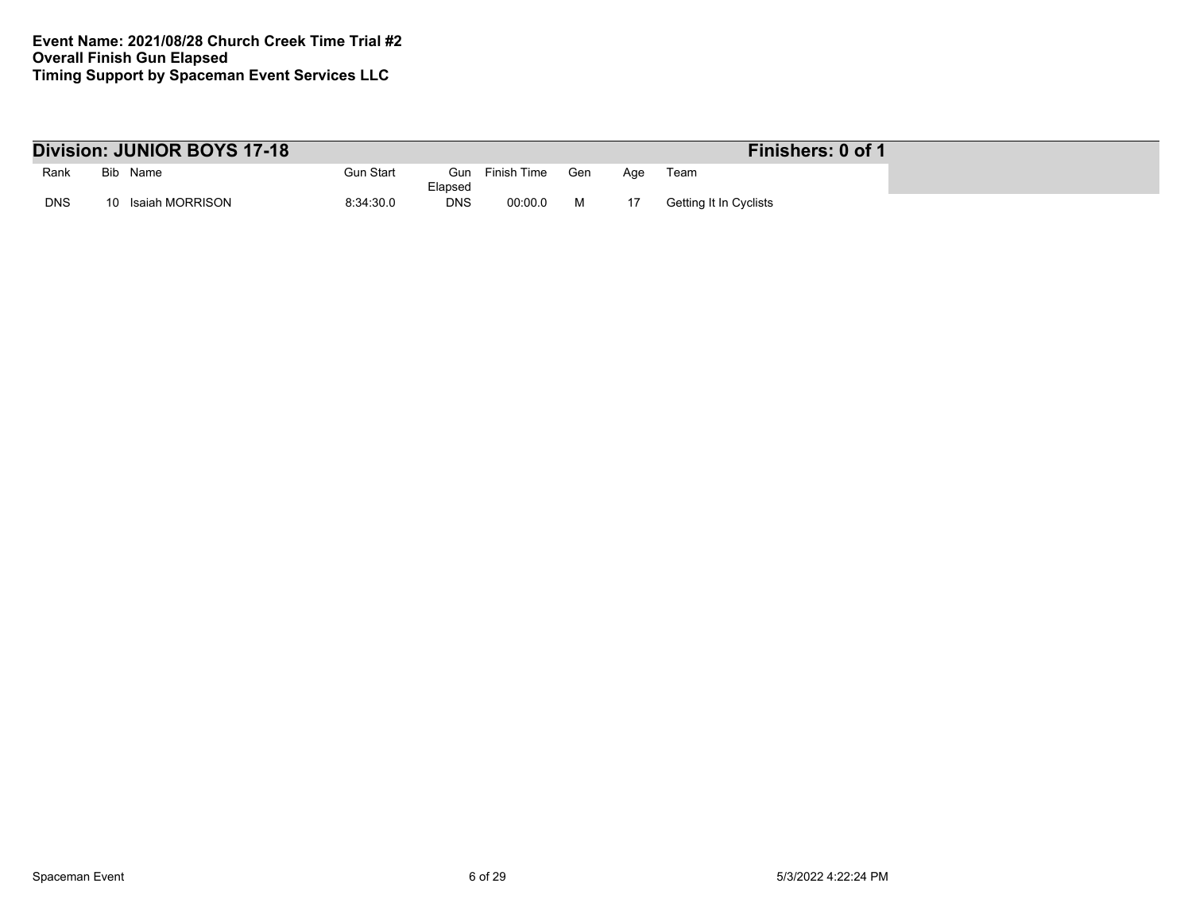**Event Name: 2021/08/28 Church Creek Time Trial #2**
**Overall Finish Gun Elapsed**
**Timing Support by Spaceman Event Services LLC**

## Division: JUNIOR BOYS 17-18 — Finishers: 0 of 1

| Rank | Bib | Name | Gun Start | Gun Elapsed | Finish Time | Gen | Age | Team |
|---|---|---|---|---|---|---|---|---|
| DNS | 10 | Isaiah MORRISON | 8:34:30.0 | DNS | 00:00.0 | M | 17 | Getting It In Cyclists |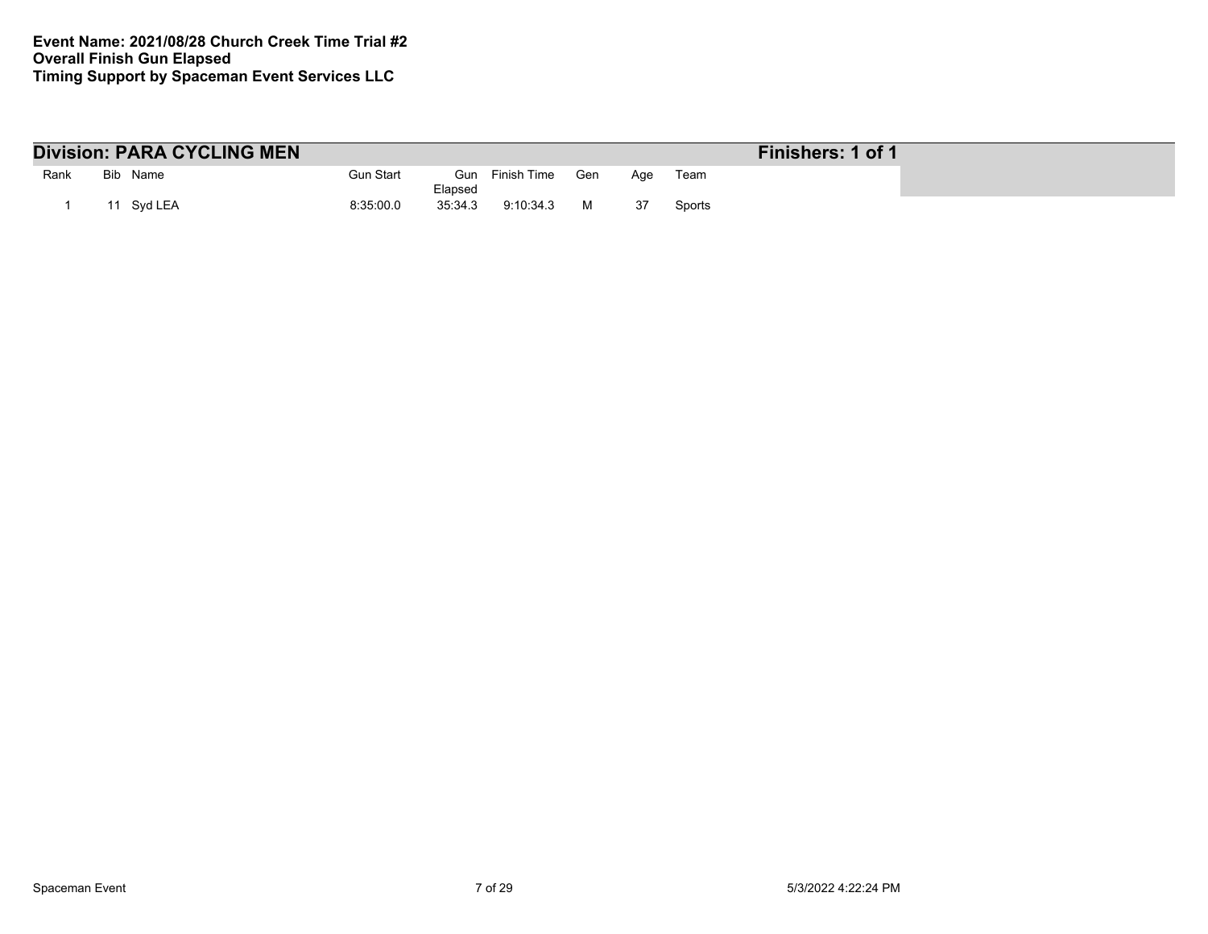**Event Name: 2021/08/28 Church Creek Time Trial #2**
**Overall Finish Gun Elapsed**
**Timing Support by Spaceman Event Services LLC**

## Division: PARA CYCLING MEN

**Finishers: 1 of 1**

| Rank | Bib | Name | Gun Start | Gun Elapsed | Finish Time | Gen | Age | Team |
|---|---|---|---|---|---|---|---|---|
| 1 | 11 | Syd LEA | 8:35:00.0 | 35:34.3 | 9:10:34.3 | M | 37 | Sports |

Spaceman Event 5/3/2022 4:22:24 PM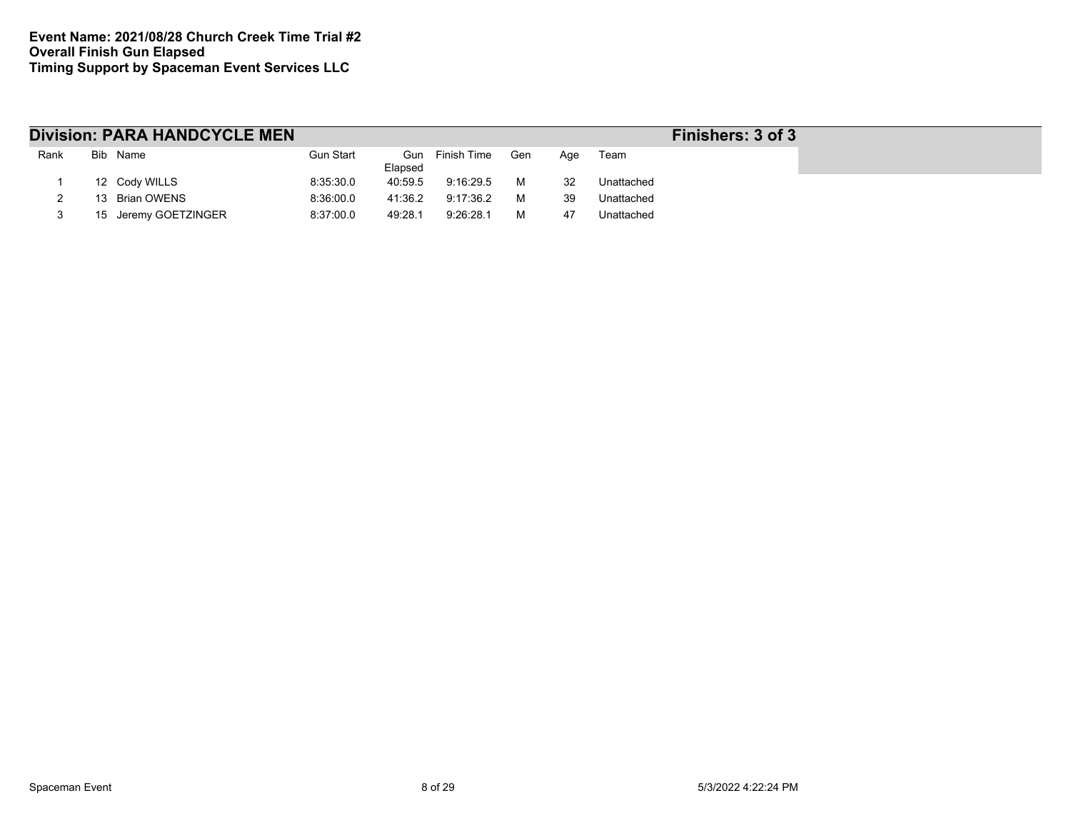**Event Name: 2021/08/28 Church Creek Time Trial #2**
**Overall Finish Gun Elapsed**
**Timing Support by Spaceman Event Services LLC**

## Division: PARA HANDCYCLE MEN

**Finishers: 3 of 3**

| Rank | Bib | Name | Gun Start | Gun Elapsed | Finish Time | Gen | Age | Team |
|---|---|---|---|---|---|---|---|---|
| 1 | 12 | Cody WILLS | 8:35:30.0 | 40:59.5 | 9:16:29.5 | M | 32 | Unattached |
| 2 | 13 | Brian OWENS | 8:36:00.0 | 41:36.2 | 9:17:36.2 | M | 39 | Unattached |
| 3 | 15 | Jeremy GOETZINGER | 8:37:00.0 | 49:28.1 | 9:26:28.1 | M | 47 | Unattached |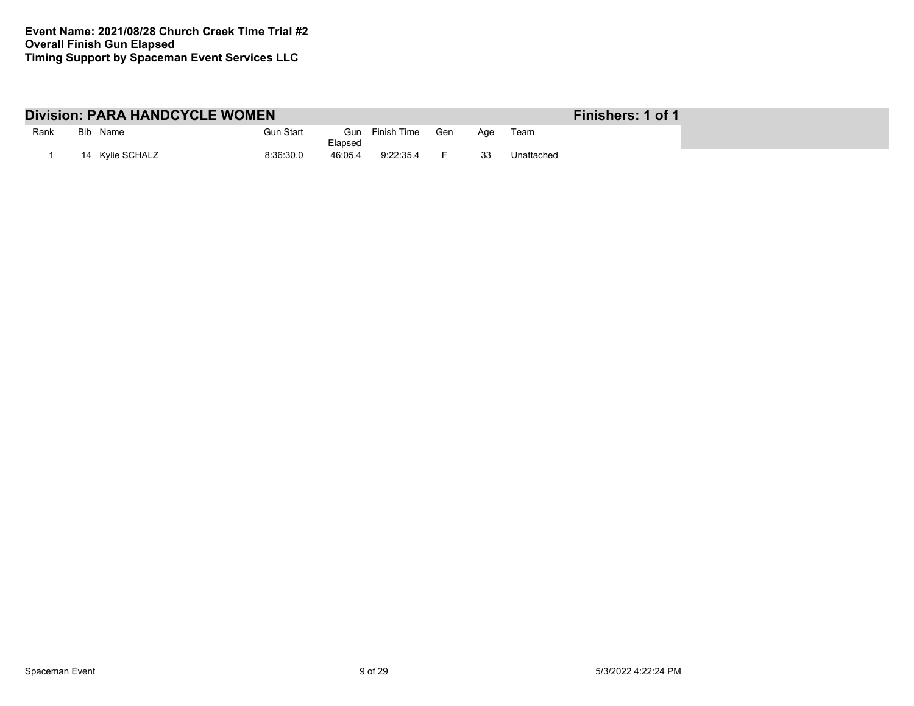**Event Name: 2021/08/28 Church Creek Time Trial #2**
**Overall Finish Gun Elapsed**
**Timing Support by Spaceman Event Services LLC**

## Division: PARA HANDCYCLE WOMEN — Finishers: 1 of 1

| Rank | Bib | Name | Gun Start | Gun Elapsed | Finish Time | Gen | Age | Team |
|---|---|---|---|---|---|---|---|---|
| 1 | 14 | Kylie SCHALZ | 8:36:30.0 | 46:05.4 | 9:22:35.4 | F | 33 | Unattached |

Spaceman Event — 5/3/2022 4:22:24 PM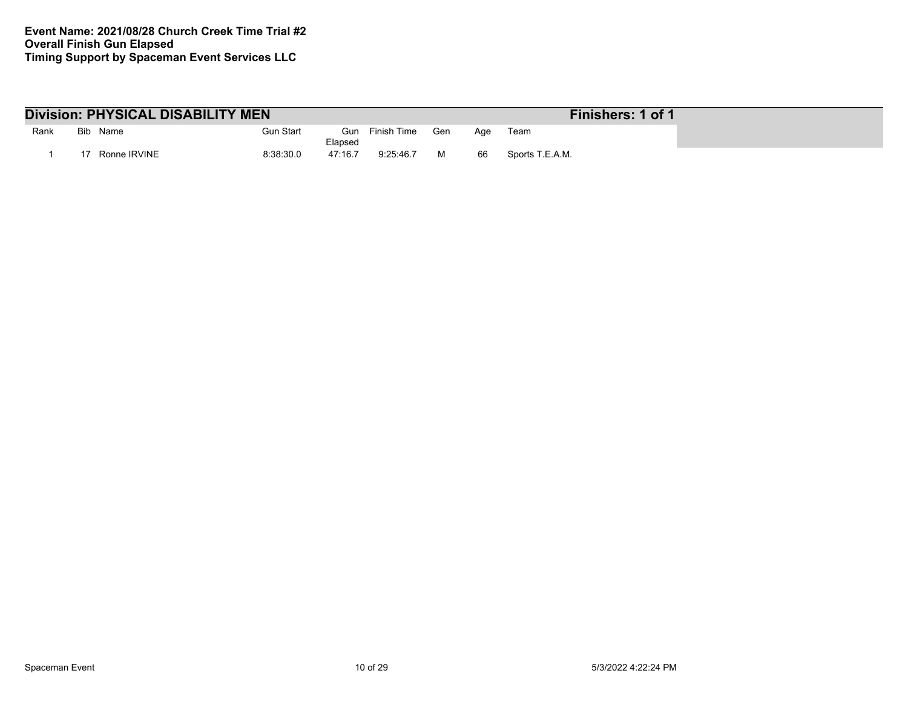**Event Name: 2021/08/28 Church Creek Time Trial #2**
**Overall Finish Gun Elapsed**
**Timing Support by Spaceman Event Services LLC**

## Division: PHYSICAL DISABILITY MEN

**Finishers: 1 of 1**

| Rank | Bib | Name | Gun Start | Gun Elapsed | Finish Time | Gen | Age | Team |
|---|---|---|---|---|---|---|---|---|
| 1 | 17 | Ronne IRVINE | 8:38:30.0 | 47:16.7 | 9:25:46.7 | M | 66 | Sports T.E.A.M. |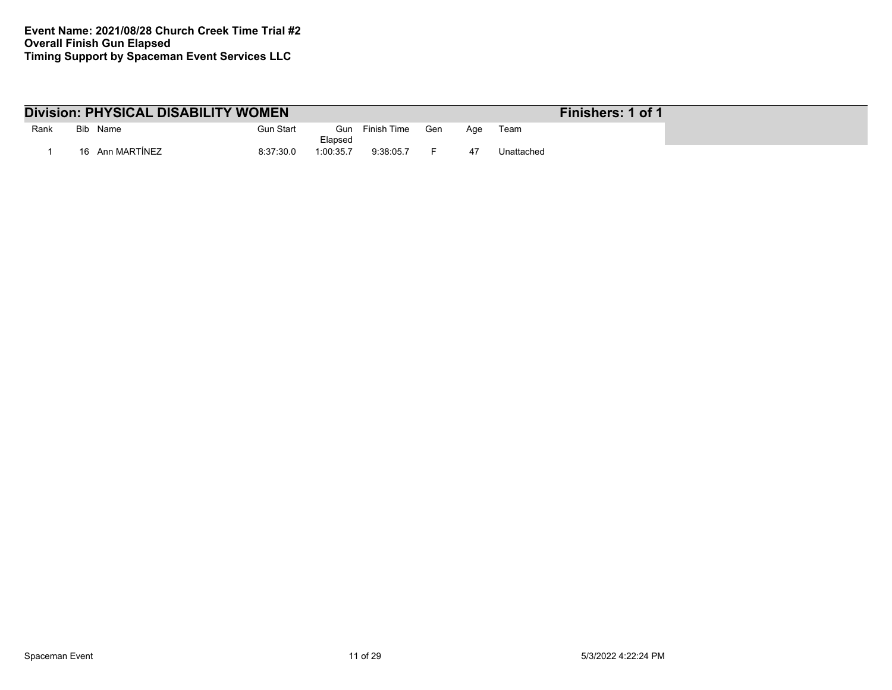**Event Name: 2021/08/28 Church Creek Time Trial #2**
**Overall Finish Gun Elapsed**
**Timing Support by Spaceman Event Services LLC**

## Division: PHYSICAL DISABILITY WOMEN

**Finishers: 1 of 1**

| Rank | Bib | Name | Gun Start | Gun Elapsed | Finish Time | Gen | Age | Team |
|---|---|---|---|---|---|---|---|---|
| 1 | 16 | Ann MARTÍNEZ | 8:37:30.0 | 1:00:35.7 | 9:38:05.7 | F | 47 | Unattached |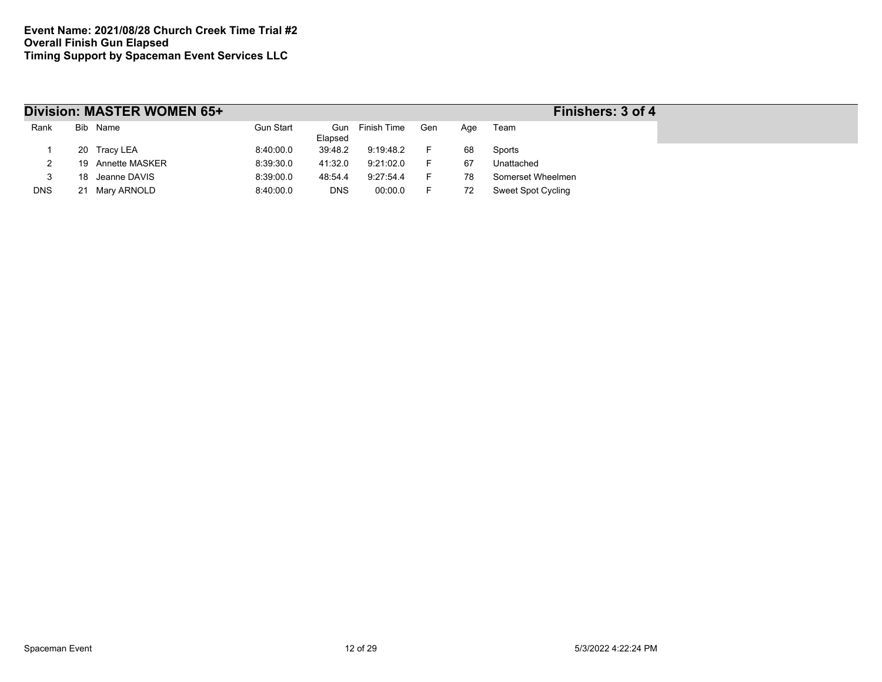**Event Name: 2021/08/28 Church Creek Time Trial #2**
**Overall Finish Gun Elapsed**
**Timing Support by Spaceman Event Services LLC**

## Division: MASTER WOMEN 65+ — Finishers: 3 of 4

| Rank | Bib | Name | Gun Start | Gun Elapsed | Finish Time | Gen | Age | Team |
|---|---|---|---|---|---|---|---|---|
| 1 | 20 | Tracy LEA | 8:40:00.0 | 39:48.2 | 9:19:48.2 | F | 68 | Sports |
| 2 | 19 | Annette MASKER | 8:39:30.0 | 41:32.0 | 9:21:02.0 | F | 67 | Unattached |
| 3 | 18 | Jeanne DAVIS | 8:39:00.0 | 48:54.4 | 9:27:54.4 | F | 78 | Somerset Wheelmen |
| DNS | 21 | Mary ARNOLD | 8:40:00.0 | DNS | 00:00.0 | F | 72 | Sweet Spot Cycling |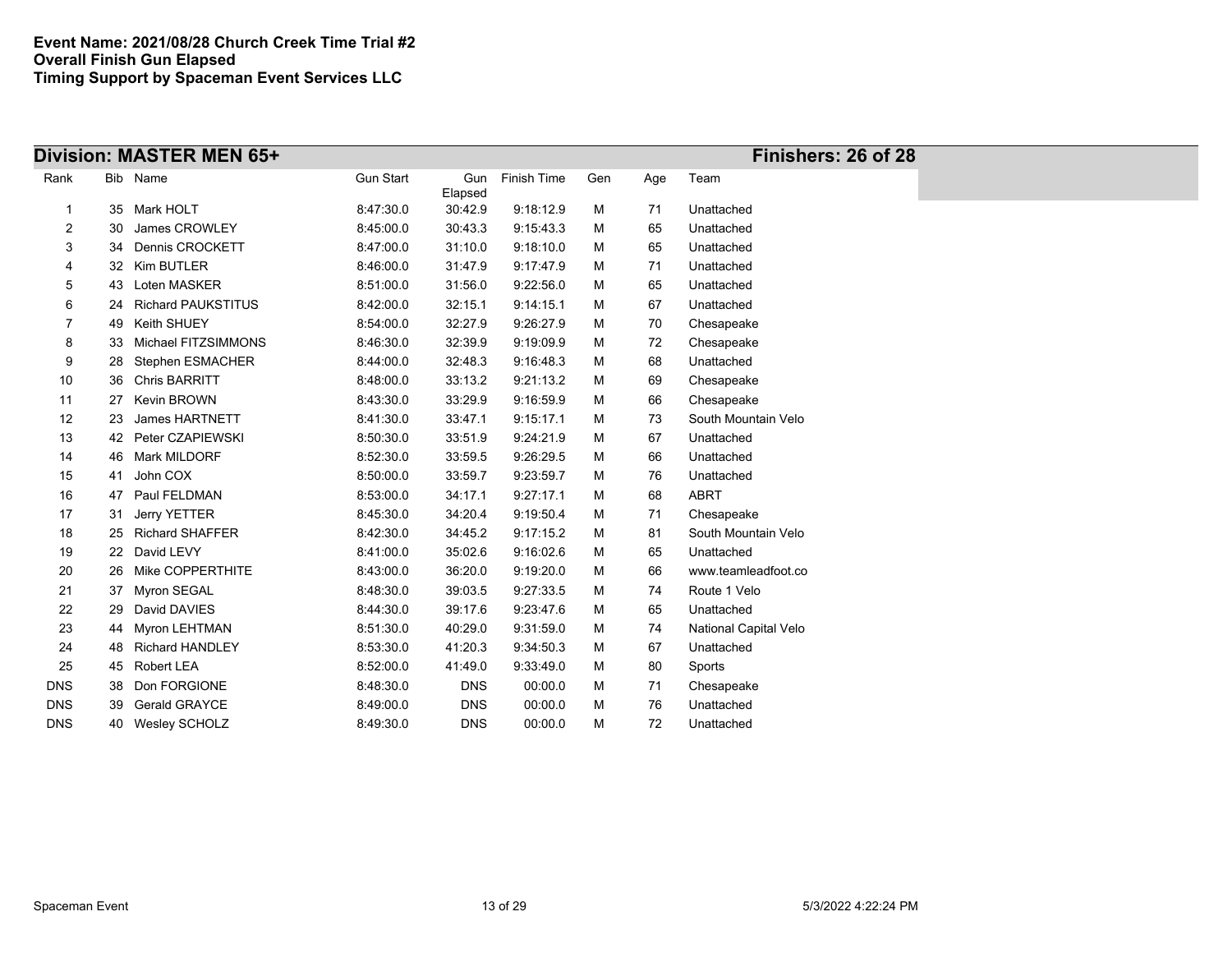**Event Name: 2021/08/28 Church Creek Time Trial #2**
**Overall Finish Gun Elapsed**
**Timing Support by Spaceman Event Services LLC**

## Division: MASTER MEN 65+ — Finishers: 26 of 28

| Rank | Bib | Name | Gun Start | Gun Elapsed | Finish Time | Gen | Age | Team |
|---|---|---|---|---|---|---|---|---|
| 1 | 35 | Mark HOLT | 8:47:30.0 | 30:42.9 | 9:18:12.9 | M | 71 | Unattached |
| 2 | 30 | James CROWLEY | 8:45:00.0 | 30:43.3 | 9:15:43.3 | M | 65 | Unattached |
| 3 | 34 | Dennis CROCKETT | 8:47:00.0 | 31:10.0 | 9:18:10.0 | M | 65 | Unattached |
| 4 | 32 | Kim BUTLER | 8:46:00.0 | 31:47.9 | 9:17:47.9 | M | 71 | Unattached |
| 5 | 43 | Loten MASKER | 8:51:00.0 | 31:56.0 | 9:22:56.0 | M | 65 | Unattached |
| 6 | 24 | Richard PAUKSTITUS | 8:42:00.0 | 32:15.1 | 9:14:15.1 | M | 67 | Unattached |
| 7 | 49 | Keith SHUEY | 8:54:00.0 | 32:27.9 | 9:26:27.9 | M | 70 | Chesapeake |
| 8 | 33 | Michael FITZSIMMONS | 8:46:30.0 | 32:39.9 | 9:19:09.9 | M | 72 | Chesapeake |
| 9 | 28 | Stephen ESMACHER | 8:44:00.0 | 32:48.3 | 9:16:48.3 | M | 68 | Unattached |
| 10 | 36 | Chris BARRITT | 8:48:00.0 | 33:13.2 | 9:21:13.2 | M | 69 | Chesapeake |
| 11 | 27 | Kevin BROWN | 8:43:30.0 | 33:29.9 | 9:16:59.9 | M | 66 | Chesapeake |
| 12 | 23 | James HARTNETT | 8:41:30.0 | 33:47.1 | 9:15:17.1 | M | 73 | South Mountain Velo |
| 13 | 42 | Peter CZAPIEWSKI | 8:50:30.0 | 33:51.9 | 9:24:21.9 | M | 67 | Unattached |
| 14 | 46 | Mark MILDORF | 8:52:30.0 | 33:59.5 | 9:26:29.5 | M | 66 | Unattached |
| 15 | 41 | John COX | 8:50:00.0 | 33:59.7 | 9:23:59.7 | M | 76 | Unattached |
| 16 | 47 | Paul FELDMAN | 8:53:00.0 | 34:17.1 | 9:27:17.1 | M | 68 | ABRT |
| 17 | 31 | Jerry YETTER | 8:45:30.0 | 34:20.4 | 9:19:50.4 | M | 71 | Chesapeake |
| 18 | 25 | Richard SHAFFER | 8:42:30.0 | 34:45.2 | 9:17:15.2 | M | 81 | South Mountain Velo |
| 19 | 22 | David LEVY | 8:41:00.0 | 35:02.6 | 9:16:02.6 | M | 65 | Unattached |
| 20 | 26 | Mike COPPERTHITE | 8:43:00.0 | 36:20.0 | 9:19:20.0 | M | 66 | www.teamleadfoot.co |
| 21 | 37 | Myron SEGAL | 8:48:30.0 | 39:03.5 | 9:27:33.5 | M | 74 | Route 1 Velo |
| 22 | 29 | David DAVIES | 8:44:30.0 | 39:17.6 | 9:23:47.6 | M | 65 | Unattached |
| 23 | 44 | Myron LEHTMAN | 8:51:30.0 | 40:29.0 | 9:31:59.0 | M | 74 | National Capital Velo |
| 24 | 48 | Richard HANDLEY | 8:53:30.0 | 41:20.3 | 9:34:50.3 | M | 67 | Unattached |
| 25 | 45 | Robert LEA | 8:52:00.0 | 41:49.0 | 9:33:49.0 | M | 80 | Sports |
| DNS | 38 | Don FORGIONE | 8:48:30.0 | DNS | 00:00.0 | M | 71 | Chesapeake |
| DNS | 39 | Gerald GRAYCE | 8:49:00.0 | DNS | 00:00.0 | M | 76 | Unattached |
| DNS | 40 | Wesley SCHOLZ | 8:49:30.0 | DNS | 00:00.0 | M | 72 | Unattached |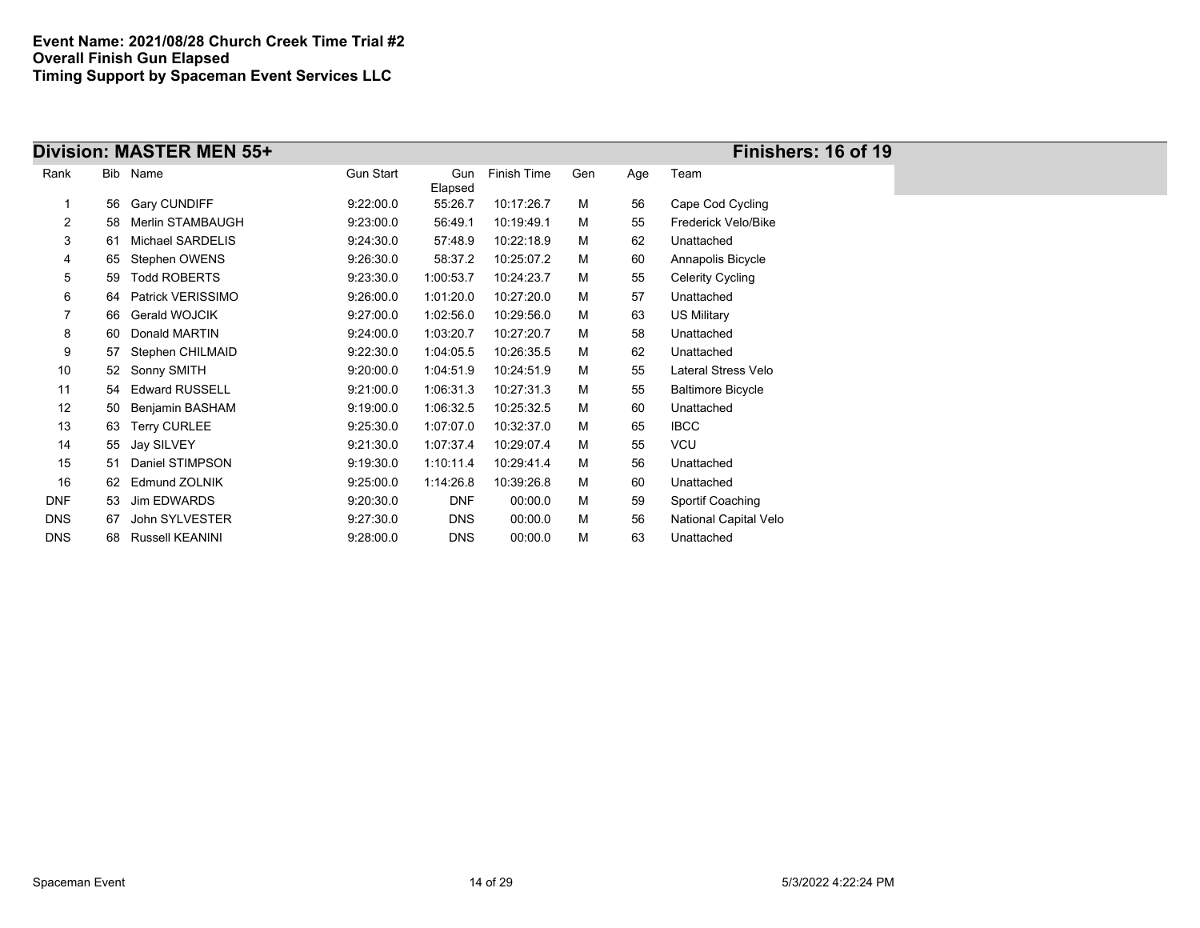**Event Name: 2021/08/28 Church Creek Time Trial #2**
**Overall Finish Gun Elapsed**
**Timing Support by Spaceman Event Services LLC**

## Division: MASTER MEN 55+ — Finishers: 16 of 19

| Rank | Bib | Name | Gun Start | Gun Elapsed | Finish Time | Gen | Age | Team |
|---|---|---|---|---|---|---|---|---|
| 1 | 56 | Gary CUNDIFF | 9:22:00.0 | 55:26.7 | 10:17:26.7 | M | 56 | Cape Cod Cycling |
| 2 | 58 | Merlin STAMBAUGH | 9:23:00.0 | 56:49.1 | 10:19:49.1 | M | 55 | Frederick Velo/Bike |
| 3 | 61 | Michael SARDELIS | 9:24:30.0 | 57:48.9 | 10:22:18.9 | M | 62 | Unattached |
| 4 | 65 | Stephen OWENS | 9:26:30.0 | 58:37.2 | 10:25:07.2 | M | 60 | Annapolis Bicycle |
| 5 | 59 | Todd ROBERTS | 9:23:30.0 | 1:00:53.7 | 10:24:23.7 | M | 55 | Celerity Cycling |
| 6 | 64 | Patrick VERISSIMO | 9:26:00.0 | 1:01:20.0 | 10:27:20.0 | M | 57 | Unattached |
| 7 | 66 | Gerald WOJCIK | 9:27:00.0 | 1:02:56.0 | 10:29:56.0 | M | 63 | US Military |
| 8 | 60 | Donald MARTIN | 9:24:00.0 | 1:03:20.7 | 10:27:20.7 | M | 58 | Unattached |
| 9 | 57 | Stephen CHILMAID | 9:22:30.0 | 1:04:05.5 | 10:26:35.5 | M | 62 | Unattached |
| 10 | 52 | Sonny SMITH | 9:20:00.0 | 1:04:51.9 | 10:24:51.9 | M | 55 | Lateral Stress Velo |
| 11 | 54 | Edward RUSSELL | 9:21:00.0 | 1:06:31.3 | 10:27:31.3 | M | 55 | Baltimore Bicycle |
| 12 | 50 | Benjamin BASHAM | 9:19:00.0 | 1:06:32.5 | 10:25:32.5 | M | 60 | Unattached |
| 13 | 63 | Terry CURLEE | 9:25:30.0 | 1:07:07.0 | 10:32:37.0 | M | 65 | IBCC |
| 14 | 55 | Jay SILVEY | 9:21:30.0 | 1:07:37.4 | 10:29:07.4 | M | 55 | VCU |
| 15 | 51 | Daniel STIMPSON | 9:19:30.0 | 1:10:11.4 | 10:29:41.4 | M | 56 | Unattached |
| 16 | 62 | Edmund ZOLNIK | 9:25:00.0 | 1:14:26.8 | 10:39:26.8 | M | 60 | Unattached |
| DNF | 53 | Jim EDWARDS | 9:20:30.0 | DNF | 00:00.0 | M | 59 | Sportif Coaching |
| DNS | 67 | John SYLVESTER | 9:27:30.0 | DNS | 00:00.0 | M | 56 | National Capital Velo |
| DNS | 68 | Russell KEANINI | 9:28:00.0 | DNS | 00:00.0 | M | 63 | Unattached |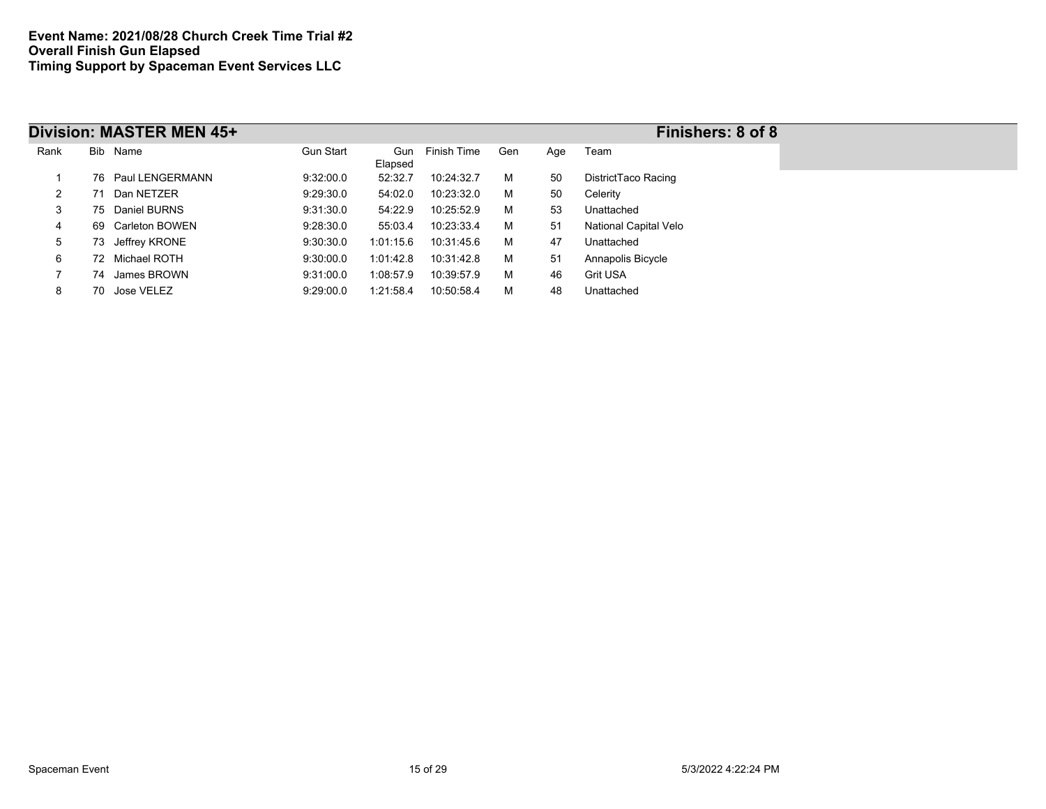**Event Name: 2021/08/28 Church Creek Time Trial #2**
**Overall Finish Gun Elapsed**
**Timing Support by Spaceman Event Services LLC**

## Division: MASTER MEN 45+

**Finishers: 8 of 8**

| Rank | Bib | Name | Gun Start | Gun Elapsed | Finish Time | Gen | Age | Team |
|---|---|---|---|---|---|---|---|---|
| 1 | 76 | Paul LENGERMANN | 9:32:00.0 | 52:32.7 | 10:24:32.7 | M | 50 | DistrictTaco Racing |
| 2 | 71 | Dan NETZER | 9:29:30.0 | 54:02.0 | 10:23:32.0 | M | 50 | Celerity |
| 3 | 75 | Daniel BURNS | 9:31:30.0 | 54:22.9 | 10:25:52.9 | M | 53 | Unattached |
| 4 | 69 | Carleton BOWEN | 9:28:30.0 | 55:03.4 | 10:23:33.4 | M | 51 | National Capital Velo |
| 5 | 73 | Jeffrey KRONE | 9:30:30.0 | 1:01:15.6 | 10:31:45.6 | M | 47 | Unattached |
| 6 | 72 | Michael ROTH | 9:30:00.0 | 1:01:42.8 | 10:31:42.8 | M | 51 | Annapolis Bicycle |
| 7 | 74 | James BROWN | 9:31:00.0 | 1:08:57.9 | 10:39:57.9 | M | 46 | Grit USA |
| 8 | 70 | Jose VELEZ | 9:29:00.0 | 1:21:58.4 | 10:50:58.4 | M | 48 | Unattached |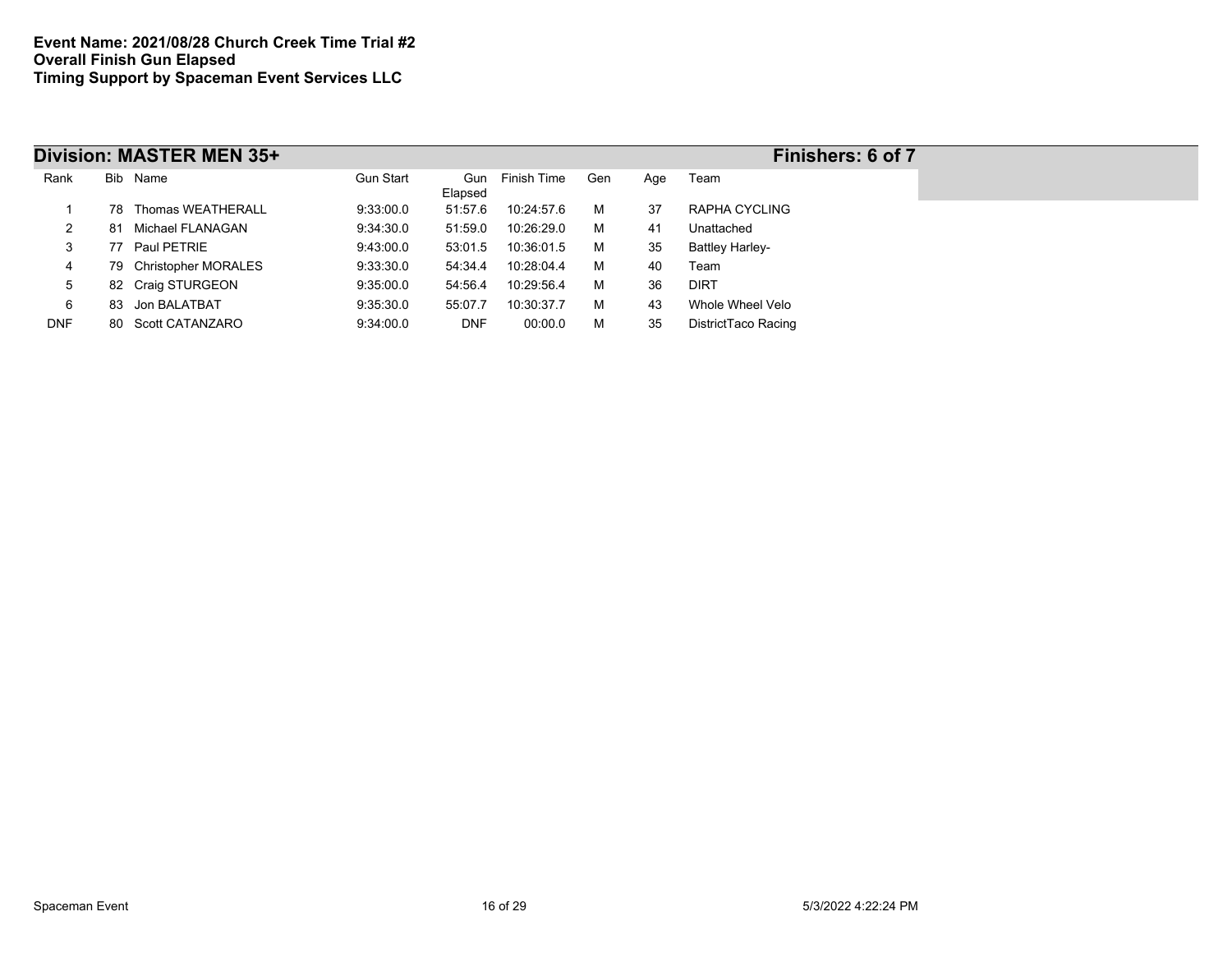**Event Name: 2021/08/28 Church Creek Time Trial #2**
**Overall Finish Gun Elapsed**
**Timing Support by Spaceman Event Services LLC**

## Division: MASTER MEN 35+ — Finishers: 6 of 7

| Rank | Bib | Name | Gun Start | Gun Elapsed | Finish Time | Gen | Age | Team |
|---|---|---|---|---|---|---|---|---|
| 1 | 78 | Thomas WEATHERALL | 9:33:00.0 | 51:57.6 | 10:24:57.6 | M | 37 | RAPHA CYCLING |
| 2 | 81 | Michael FLANAGAN | 9:34:30.0 | 51:59.0 | 10:26:29.0 | M | 41 | Unattached |
| 3 | 77 | Paul PETRIE | 9:43:00.0 | 53:01.5 | 10:36:01.5 | M | 35 | Battley Harley- |
| 4 | 79 | Christopher MORALES | 9:33:30.0 | 54:34.4 | 10:28:04.4 | M | 40 | Team |
| 5 | 82 | Craig STURGEON | 9:35:00.0 | 54:56.4 | 10:29:56.4 | M | 36 | DIRT |
| 6 | 83 | Jon BALATBAT | 9:35:30.0 | 55:07.7 | 10:30:37.7 | M | 43 | Whole Wheel Velo |
| DNF | 80 | Scott CATANZARO | 9:34:00.0 | DNF | 00:00.0 | M | 35 | DistrictTaco Racing |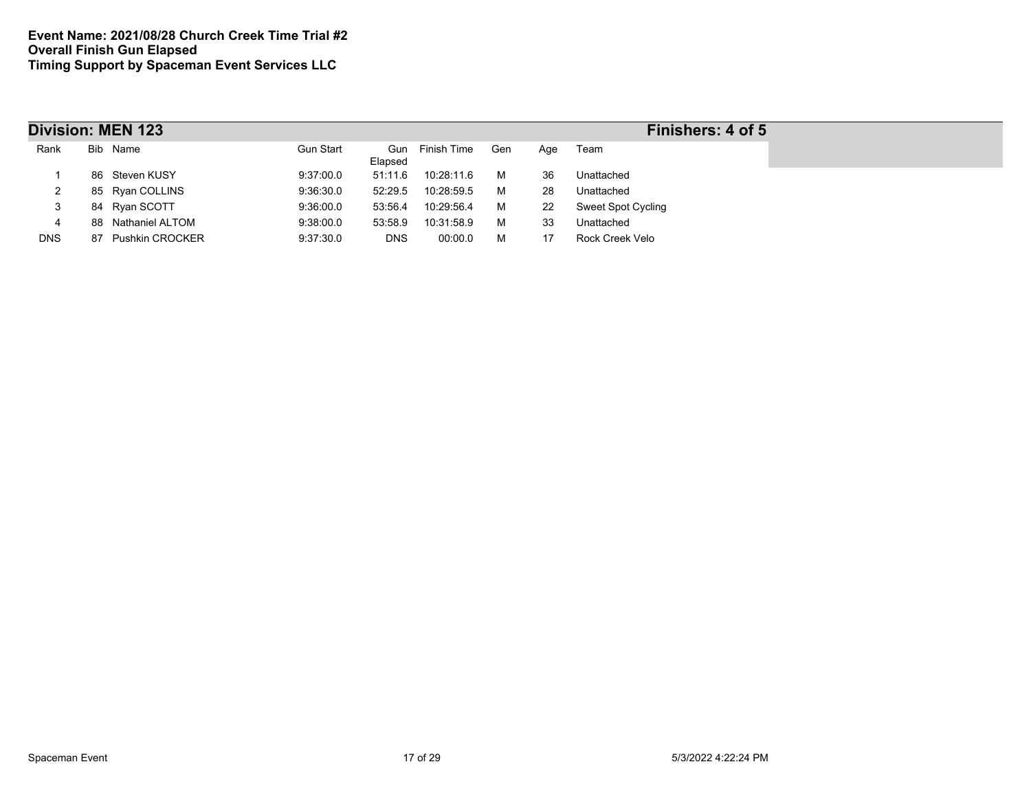**Event Name: 2021/08/28 Church Creek Time Trial #2**
**Overall Finish Gun Elapsed**
**Timing Support by Spaceman Event Services LLC**

## Division: MEN 123 — Finishers: 4 of 5

| Rank | Bib | Name | Gun Start | Gun Elapsed | Finish Time | Gen | Age | Team |
|---|---|---|---|---|---|---|---|---|
| 1 | 86 | Steven KUSY | 9:37:00.0 | 51:11.6 | 10:28:11.6 | M | 36 | Unattached |
| 2 | 85 | Ryan COLLINS | 9:36:30.0 | 52:29.5 | 10:28:59.5 | M | 28 | Unattached |
| 3 | 84 | Ryan SCOTT | 9:36:00.0 | 53:56.4 | 10:29:56.4 | M | 22 | Sweet Spot Cycling |
| 4 | 88 | Nathaniel ALTOM | 9:38:00.0 | 53:58.9 | 10:31:58.9 | M | 33 | Unattached |
| DNS | 87 | Pushkin CROCKER | 9:37:30.0 | DNS | 00:00.0 | M | 17 | Rock Creek Velo |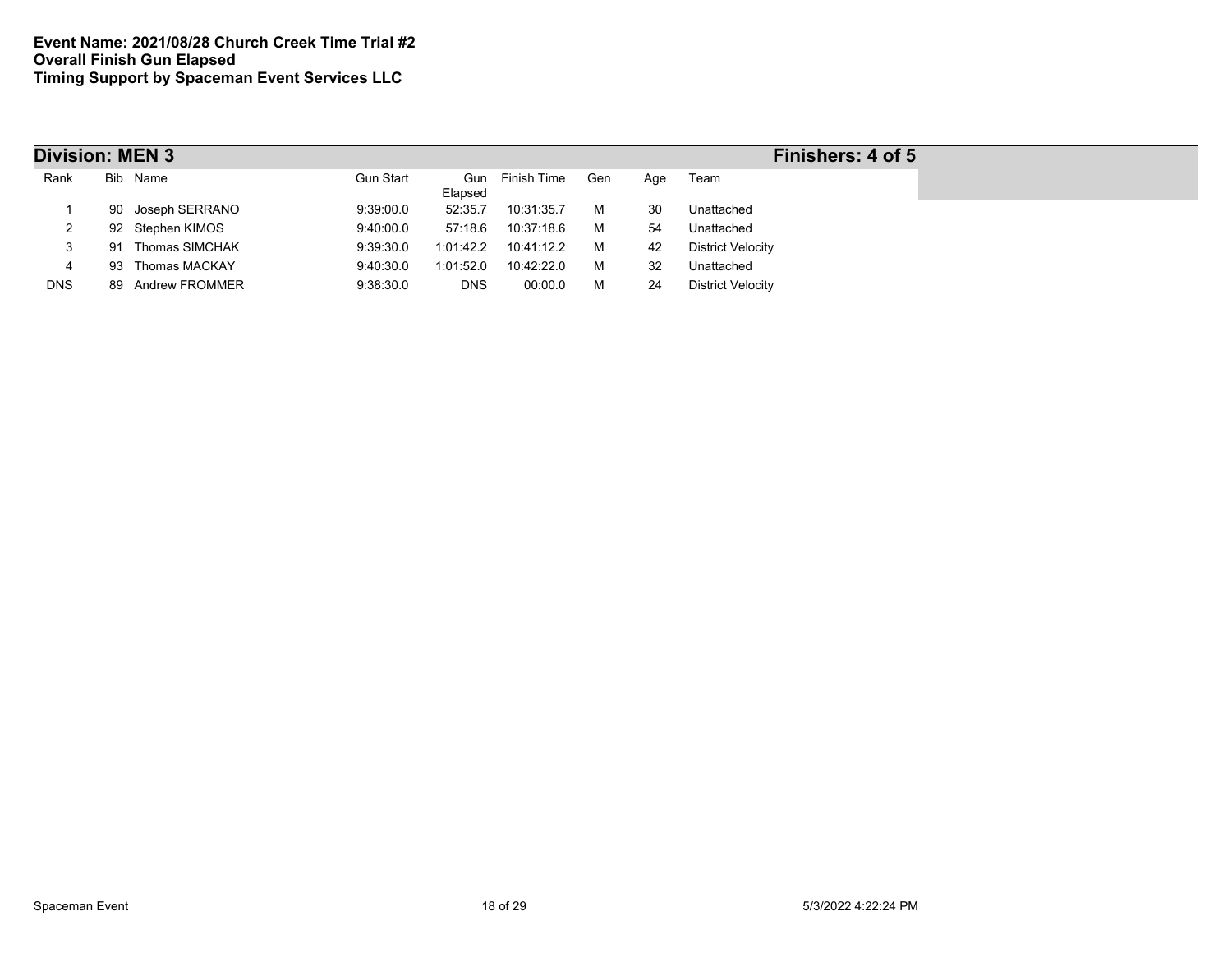**Event Name: 2021/08/28 Church Creek Time Trial #2**
**Overall Finish Gun Elapsed**
**Timing Support by Spaceman Event Services LLC**

## Division: MEN 3 — Finishers: 4 of 5

| Rank | Bib | Name | Gun Start | Gun Elapsed | Finish Time | Gen | Age | Team |
|---|---|---|---|---|---|---|---|---|
| 1 | 90 | Joseph SERRANO | 9:39:00.0 | 52:35.7 | 10:31:35.7 | M | 30 | Unattached |
| 2 | 92 | Stephen KIMOS | 9:40:00.0 | 57:18.6 | 10:37:18.6 | M | 54 | Unattached |
| 3 | 91 | Thomas SIMCHAK | 9:39:30.0 | 1:01:42.2 | 10:41:12.2 | M | 42 | District Velocity |
| 4 | 93 | Thomas MACKAY | 9:40:30.0 | 1:01:52.0 | 10:42:22.0 | M | 32 | Unattached |
| DNS | 89 | Andrew FROMMER | 9:38:30.0 | DNS | 00:00.0 | M | 24 | District Velocity |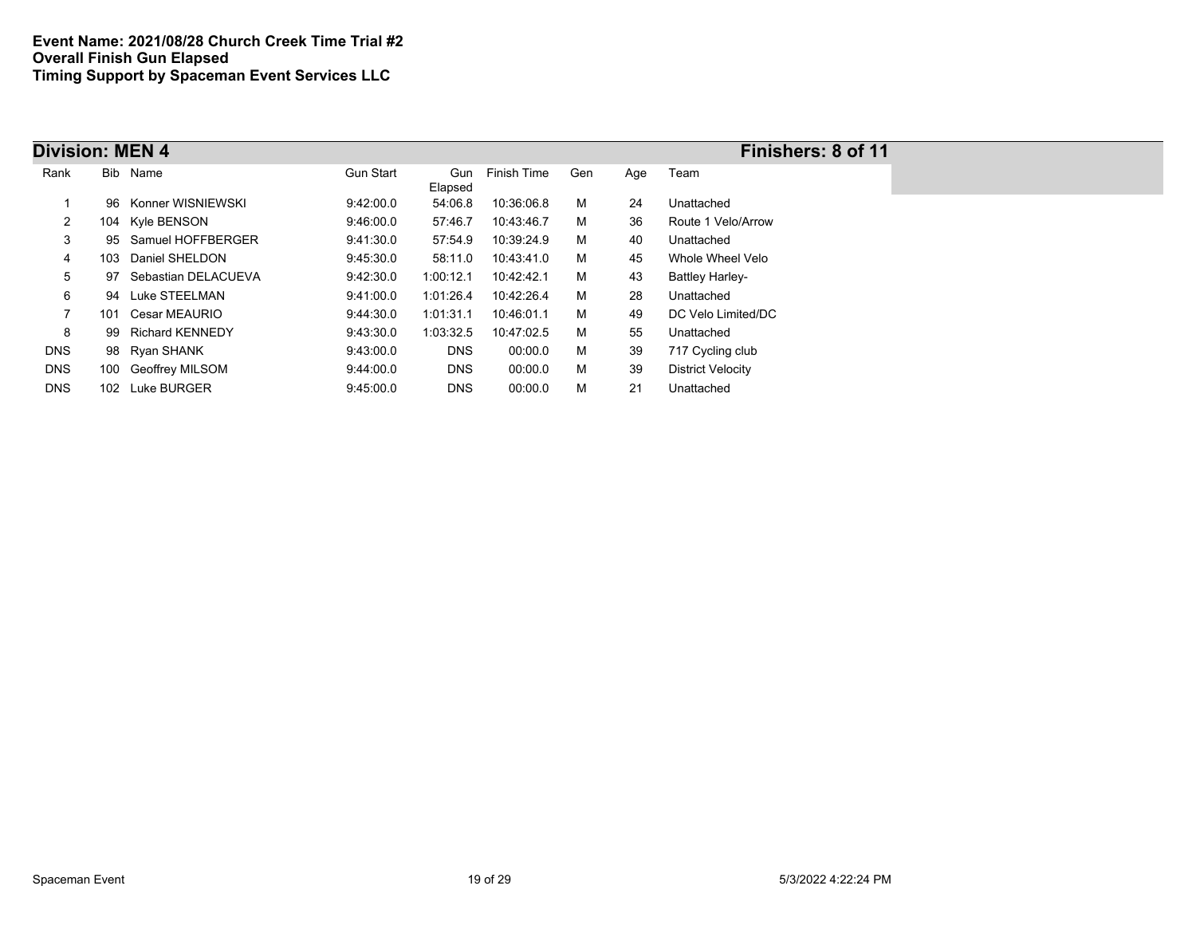**Event Name: 2021/08/28 Church Creek Time Trial #2**
**Overall Finish Gun Elapsed**
**Timing Support by Spaceman Event Services LLC**

## Division: MEN 4 — Finishers: 8 of 11

| Rank | Bib | Name | Gun Start | Gun Elapsed | Finish Time | Gen | Age | Team |
|---|---|---|---|---|---|---|---|---|
| 1 | 96 | Konner WISNIEWSKI | 9:42:00.0 | 54:06.8 | 10:36:06.8 | M | 24 | Unattached |
| 2 | 104 | Kyle BENSON | 9:46:00.0 | 57:46.7 | 10:43:46.7 | M | 36 | Route 1 Velo/Arrow |
| 3 | 95 | Samuel HOFFBERGER | 9:41:30.0 | 57:54.9 | 10:39:24.9 | M | 40 | Unattached |
| 4 | 103 | Daniel SHELDON | 9:45:30.0 | 58:11.0 | 10:43:41.0 | M | 45 | Whole Wheel Velo |
| 5 | 97 | Sebastian DELACUEVA | 9:42:30.0 | 1:00:12.1 | 10:42:42.1 | M | 43 | Battley Harley- |
| 6 | 94 | Luke STEELMAN | 9:41:00.0 | 1:01:26.4 | 10:42:26.4 | M | 28 | Unattached |
| 7 | 101 | Cesar MEAURIO | 9:44:30.0 | 1:01:31.1 | 10:46:01.1 | M | 49 | DC Velo Limited/DC |
| 8 | 99 | Richard KENNEDY | 9:43:30.0 | 1:03:32.5 | 10:47:02.5 | M | 55 | Unattached |
| DNS | 98 | Ryan SHANK | 9:43:00.0 | DNS | 00:00.0 | M | 39 | 717 Cycling club |
| DNS | 100 | Geoffrey MILSOM | 9:44:00.0 | DNS | 00:00.0 | M | 39 | District Velocity |
| DNS | 102 | Luke BURGER | 9:45:00.0 | DNS | 00:00.0 | M | 21 | Unattached |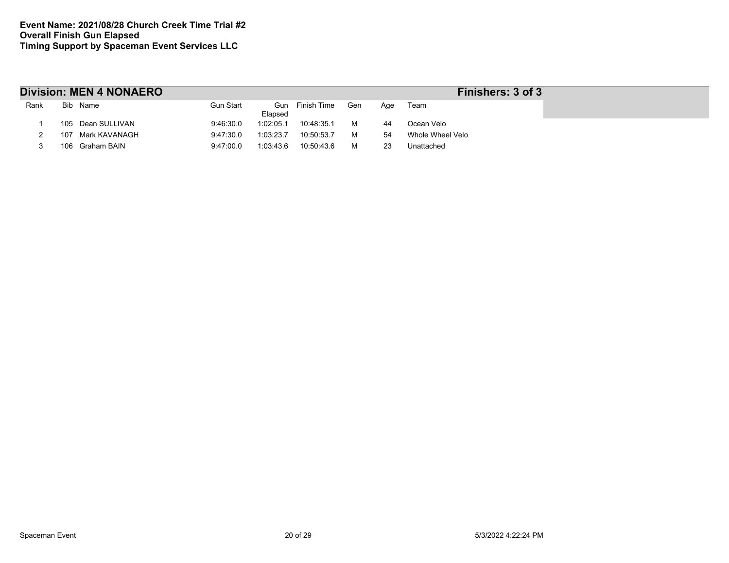**Event Name: 2021/08/28 Church Creek Time Trial #2**
**Overall Finish Gun Elapsed**
**Timing Support by Spaceman Event Services LLC**

## Division: MEN 4 NONAERO

**Finishers: 3 of 3**

| Rank | Bib | Name | Gun Start | Gun Elapsed | Finish Time | Gen | Age | Team |
|---|---|---|---|---|---|---|---|---|
| 1 | 105 | Dean SULLIVAN | 9:46:30.0 | 1:02:05.1 | 10:48:35.1 | M | 44 | Ocean Velo |
| 2 | 107 | Mark KAVANAGH | 9:47:30.0 | 1:03:23.7 | 10:50:53.7 | M | 54 | Whole Wheel Velo |
| 3 | 106 | Graham BAIN | 9:47:00.0 | 1:03:43.6 | 10:50:43.6 | M | 23 | Unattached |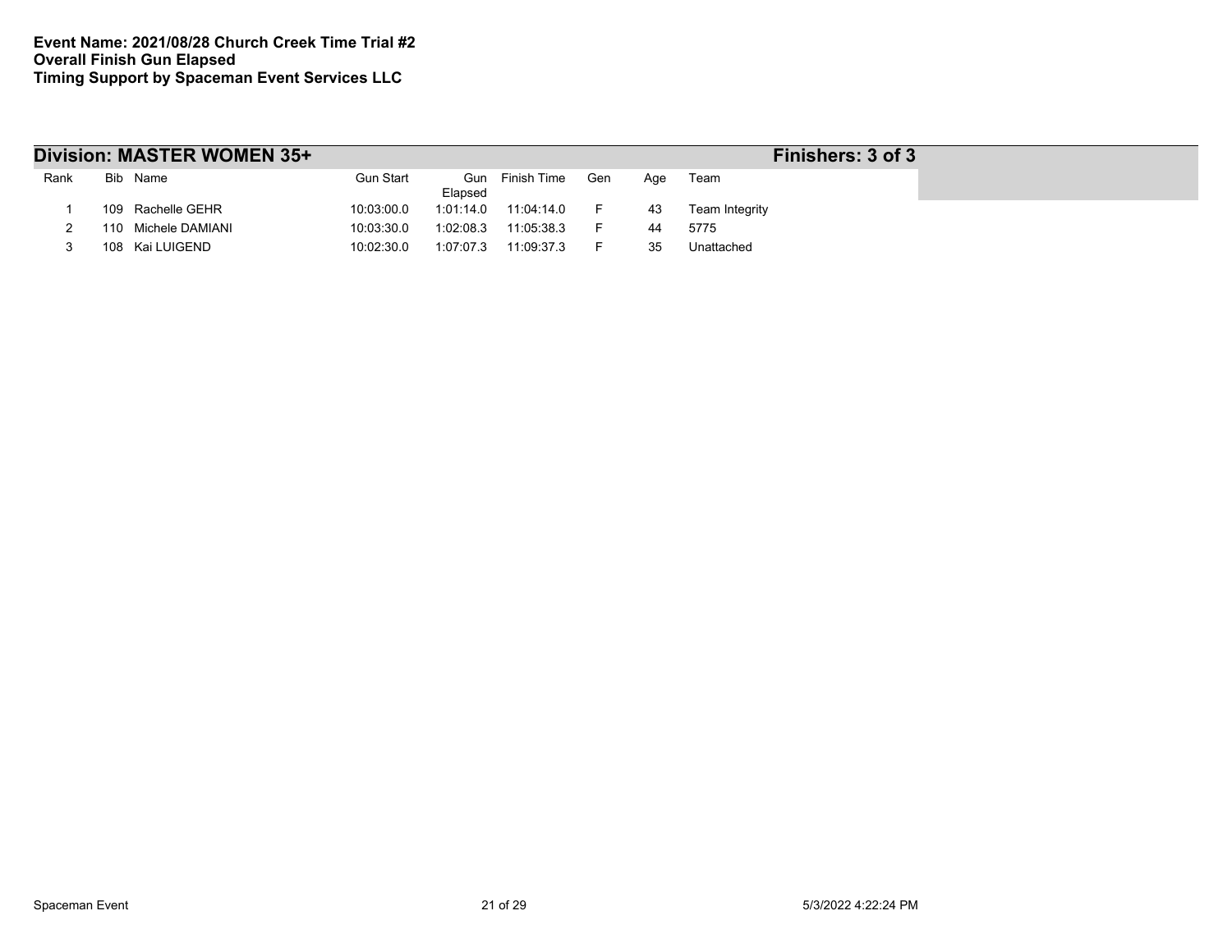**Event Name: 2021/08/28 Church Creek Time Trial #2**
**Overall Finish Gun Elapsed**
**Timing Support by Spaceman Event Services LLC**

## Division: MASTER WOMEN 35+

**Finishers: 3 of 3**

| Rank | Bib | Name | Gun Start | Gun Elapsed | Finish Time | Gen | Age | Team |
|---|---|---|---|---|---|---|---|---|
| 1 | 109 | Rachelle GEHR | 10:03:00.0 | 1:01:14.0 | 11:04:14.0 | F | 43 | Team Integrity |
| 2 | 110 | Michele DAMIANI | 10:03:30.0 | 1:02:08.3 | 11:05:38.3 | F | 44 | 5775 |
| 3 | 108 | Kai LUIGEND | 10:02:30.0 | 1:07:07.3 | 11:09:37.3 | F | 35 | Unattached |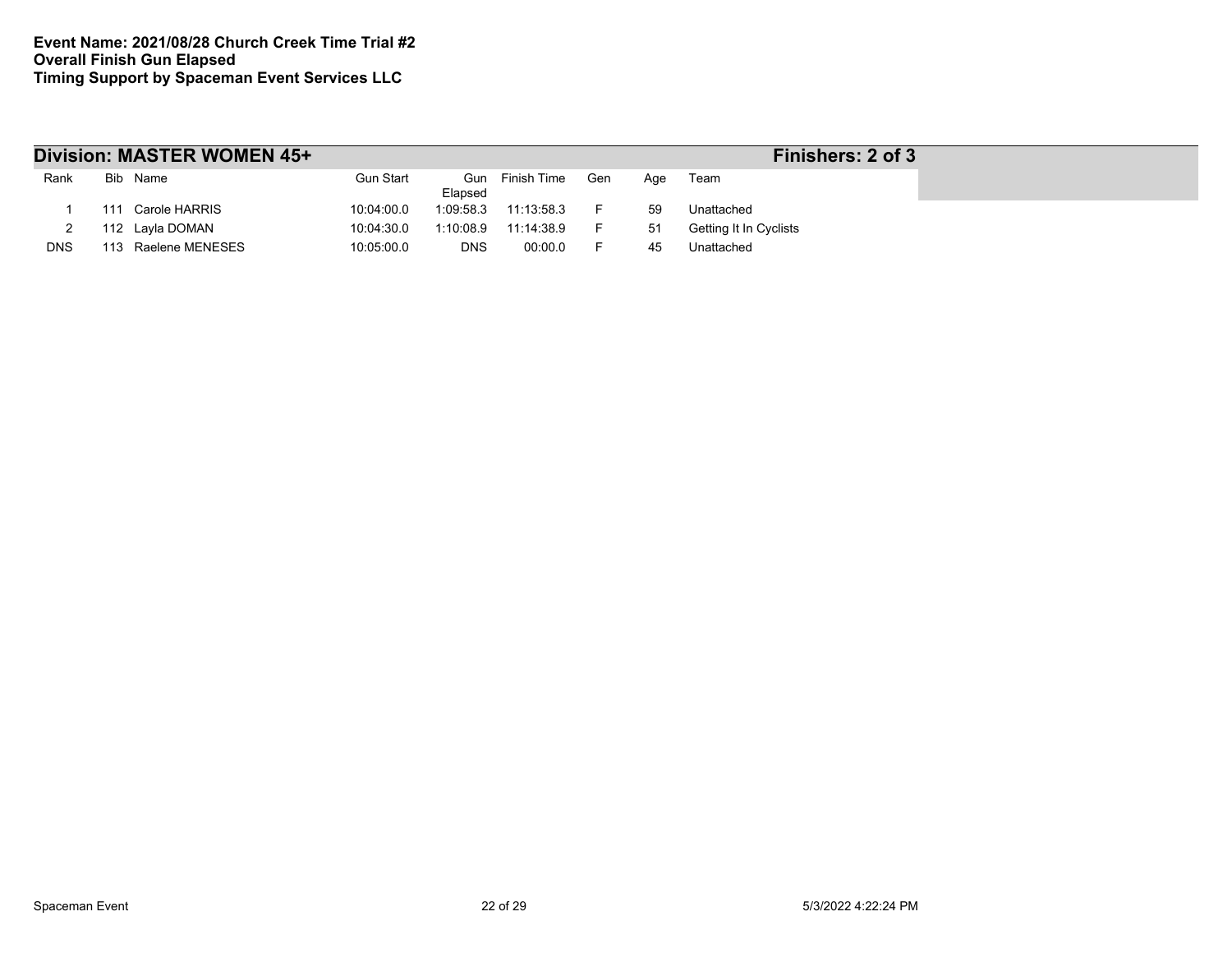**Event Name: 2021/08/28 Church Creek Time Trial #2**
**Overall Finish Gun Elapsed**
**Timing Support by Spaceman Event Services LLC**

## Division: MASTER WOMEN 45+ — Finishers: 2 of 3

| Rank | Bib | Name | Gun Start | Gun Elapsed | Finish Time | Gen | Age | Team |
|---|---|---|---|---|---|---|---|---|
| 1 | 111 | Carole HARRIS | 10:04:00.0 | 1:09:58.3 | 11:13:58.3 | F | 59 | Unattached |
| 2 | 112 | Layla DOMAN | 10:04:30.0 | 1:10:08.9 | 11:14:38.9 | F | 51 | Getting It In Cyclists |
| DNS | 113 | Raelene MENESES | 10:05:00.0 | DNS | 00:00.0 | F | 45 | Unattached |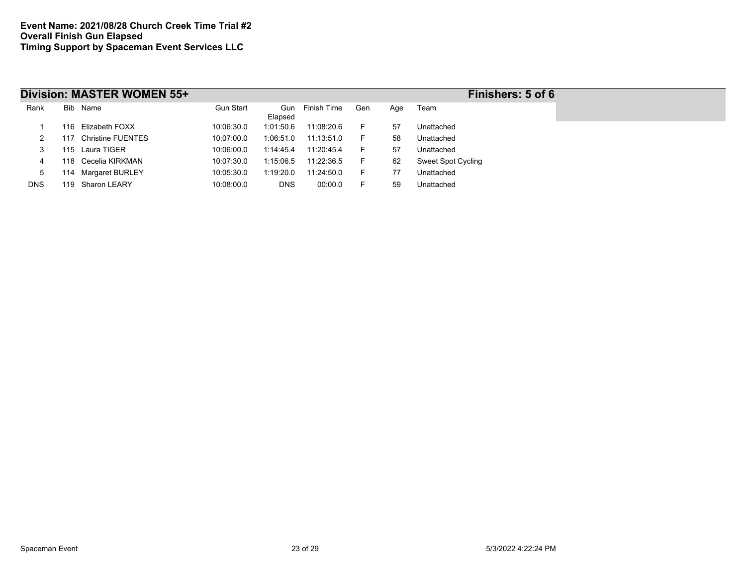**Event Name: 2021/08/28 Church Creek Time Trial #2**
**Overall Finish Gun Elapsed**
**Timing Support by Spaceman Event Services LLC**

## Division: MASTER WOMEN 55+ — Finishers: 5 of 6

| Rank | Bib | Name | Gun Start | Gun Elapsed | Finish Time | Gen | Age | Team |
|---|---|---|---|---|---|---|---|---|
| 1 | 116 | Elizabeth FOXX | 10:06:30.0 | 1:01:50.6 | 11:08:20.6 | F | 57 | Unattached |
| 2 | 117 | Christine FUENTES | 10:07:00.0 | 1:06:51.0 | 11:13:51.0 | F | 58 | Unattached |
| 3 | 115 | Laura TIGER | 10:06:00.0 | 1:14:45.4 | 11:20:45.4 | F | 57 | Unattached |
| 4 | 118 | Cecelia KIRKMAN | 10:07:30.0 | 1:15:06.5 | 11:22:36.5 | F | 62 | Sweet Spot Cycling |
| 5 | 114 | Margaret BURLEY | 10:05:30.0 | 1:19:20.0 | 11:24:50.0 | F | 77 | Unattached |
| DNS | 119 | Sharon LEARY | 10:08:00.0 | DNS | 00:00.0 | F | 59 | Unattached |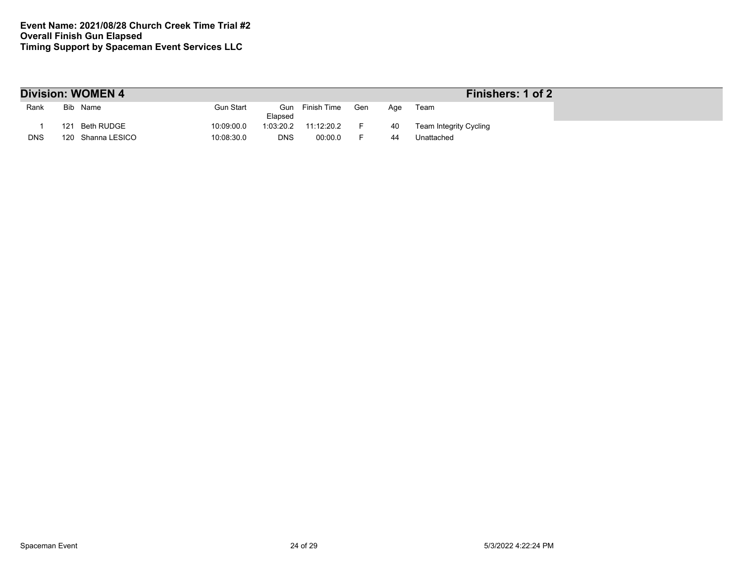**Event Name: 2021/08/28 Church Creek Time Trial #2**
**Overall Finish Gun Elapsed**
**Timing Support by Spaceman Event Services LLC**

## Division: WOMEN 4 — Finishers: 1 of 2

| Rank | Bib | Name | Gun Start | Gun Elapsed | Finish Time | Gen | Age | Team |
|---|---|---|---|---|---|---|---|---|
| 1 | 121 | Beth RUDGE | 10:09:00.0 | 1:03:20.2 | 11:12:20.2 | F | 40 | Team Integrity Cycling |
| DNS | 120 | Shanna LESICO | 10:08:30.0 | DNS | 00:00.0 | F | 44 | Unattached |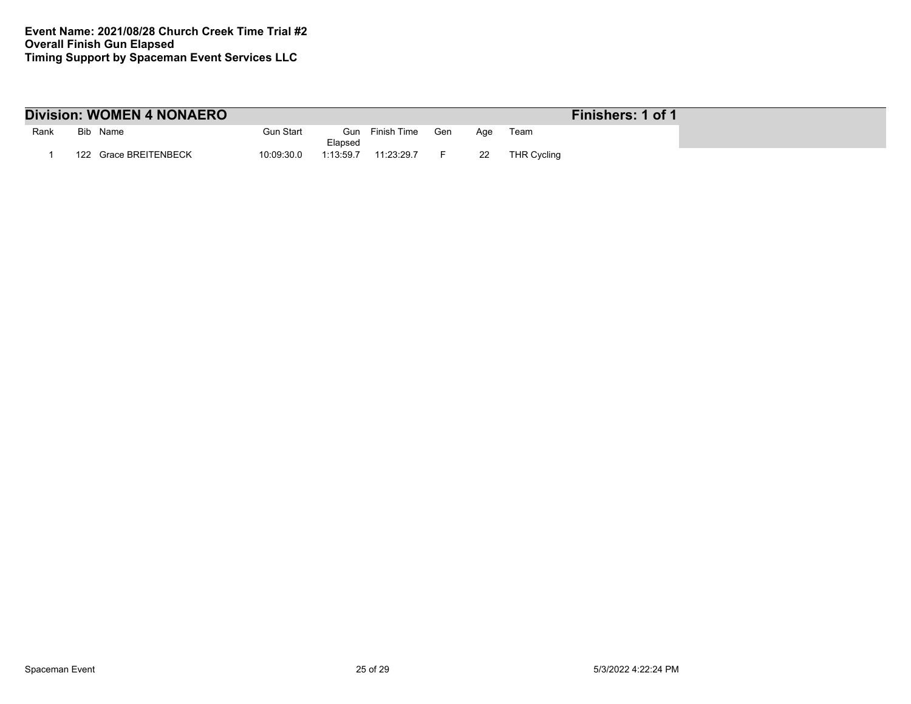**Event Name: 2021/08/28 Church Creek Time Trial #2**
**Overall Finish Gun Elapsed**
**Timing Support by Spaceman Event Services LLC**

## Division: WOMEN 4 NONAERO — Finishers: 1 of 1

| Rank | Bib | Name | Gun Start | Gun Elapsed | Finish Time | Gen | Age | Team |
|---|---|---|---|---|---|---|---|---|
| 1 | 122 | Grace BREITENBECK | 10:09:30.0 | 1:13:59.7 | 11:23:29.7 | F | 22 | THR Cycling |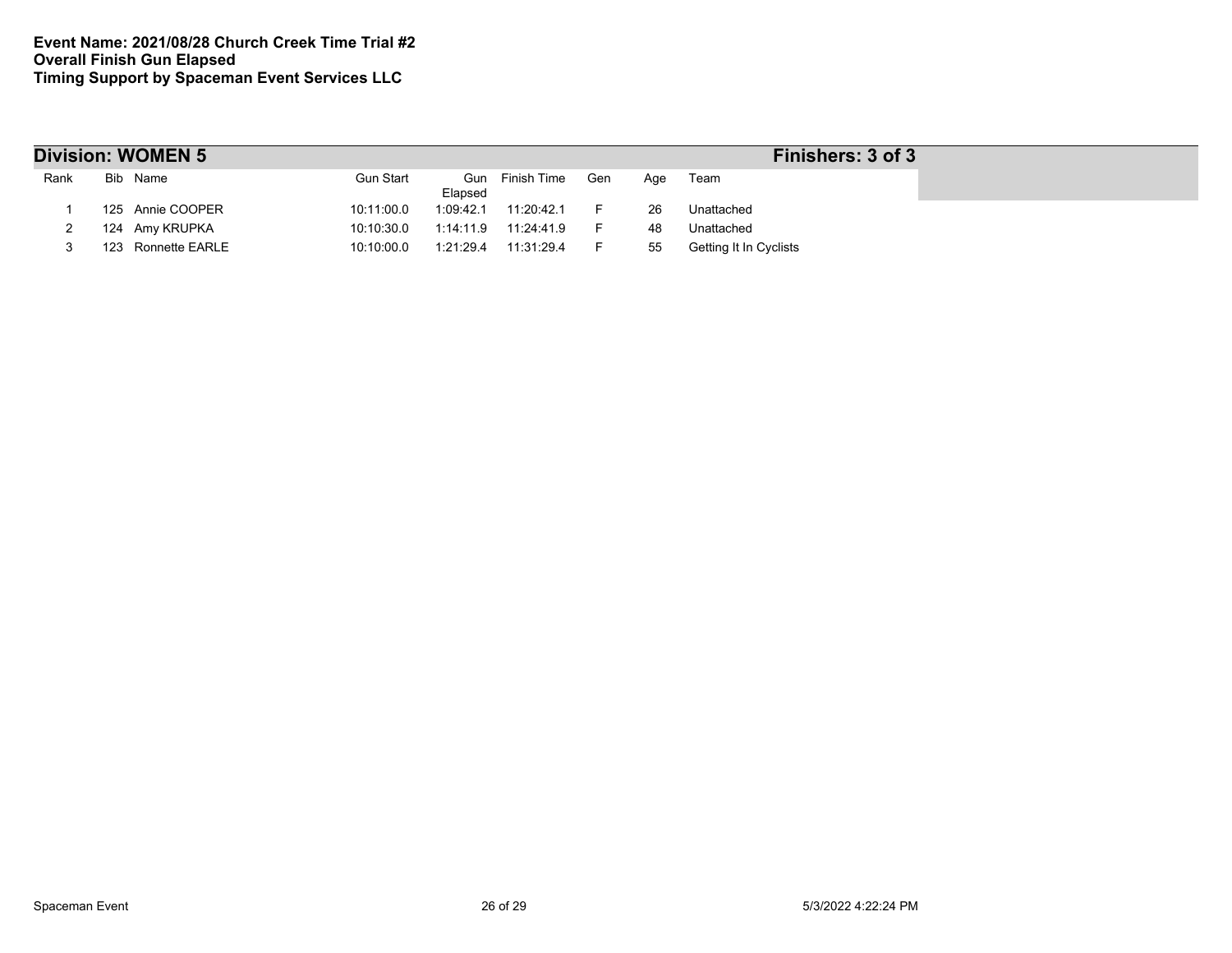**Event Name: 2021/08/28 Church Creek Time Trial #2**
**Overall Finish Gun Elapsed**
**Timing Support by Spaceman Event Services LLC**

## Division: WOMEN 5 — Finishers: 3 of 3

| Rank | Bib | Name | Gun Start | Gun Elapsed | Finish Time | Gen | Age | Team |
|---|---|---|---|---|---|---|---|---|
| 1 | 125 | Annie COOPER | 10:11:00.0 | 1:09:42.1 | 11:20:42.1 | F | 26 | Unattached |
| 2 | 124 | Amy KRUPKA | 10:10:30.0 | 1:14:11.9 | 11:24:41.9 | F | 48 | Unattached |
| 3 | 123 | Ronnette EARLE | 10:10:00.0 | 1:21:29.4 | 11:31:29.4 | F | 55 | Getting It In Cyclists |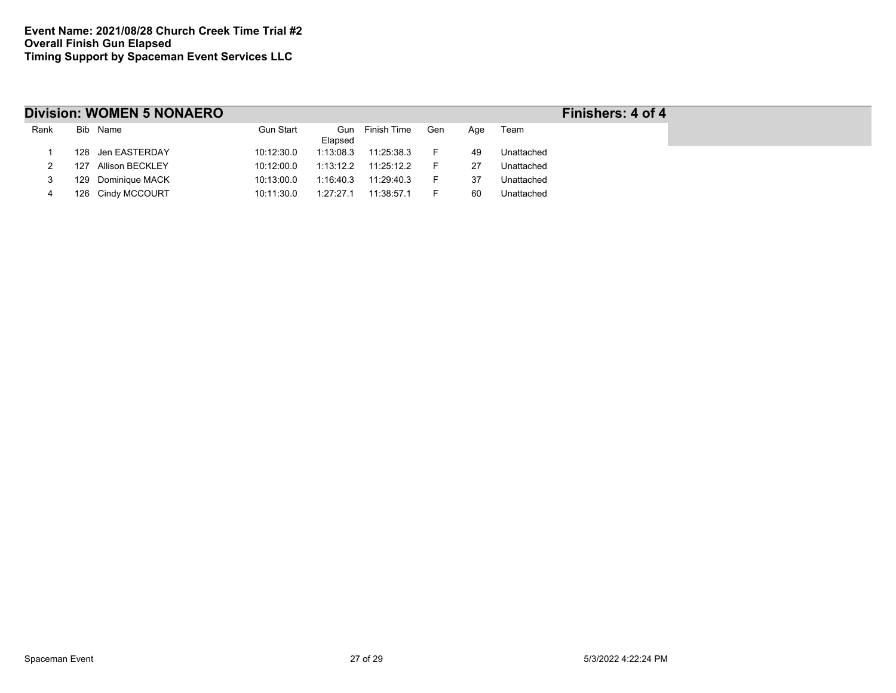**Event Name: 2021/08/28 Church Creek Time Trial #2**
**Overall Finish Gun Elapsed**
**Timing Support by Spaceman Event Services LLC**

## Division: WOMEN 5 NONAERO

**Finishers: 4 of 4**

| Rank | Bib | Name | Gun Start | Gun Elapsed | Finish Time | Gen | Age | Team |
|---|---|---|---|---|---|---|---|---|
| 1 | 128 | Jen EASTERDAY | 10:12:30.0 | 1:13:08.3 | 11:25:38.3 | F | 49 | Unattached |
| 2 | 127 | Allison BECKLEY | 10:12:00.0 | 1:13:12.2 | 11:25:12.2 | F | 27 | Unattached |
| 3 | 129 | Dominique MACK | 10:13:00.0 | 1:16:40.3 | 11:29:40.3 | F | 37 | Unattached |
| 4 | 126 | Cindy MCCOURT | 10:11:30.0 | 1:27:27.1 | 11:38:57.1 | F | 60 | Unattached |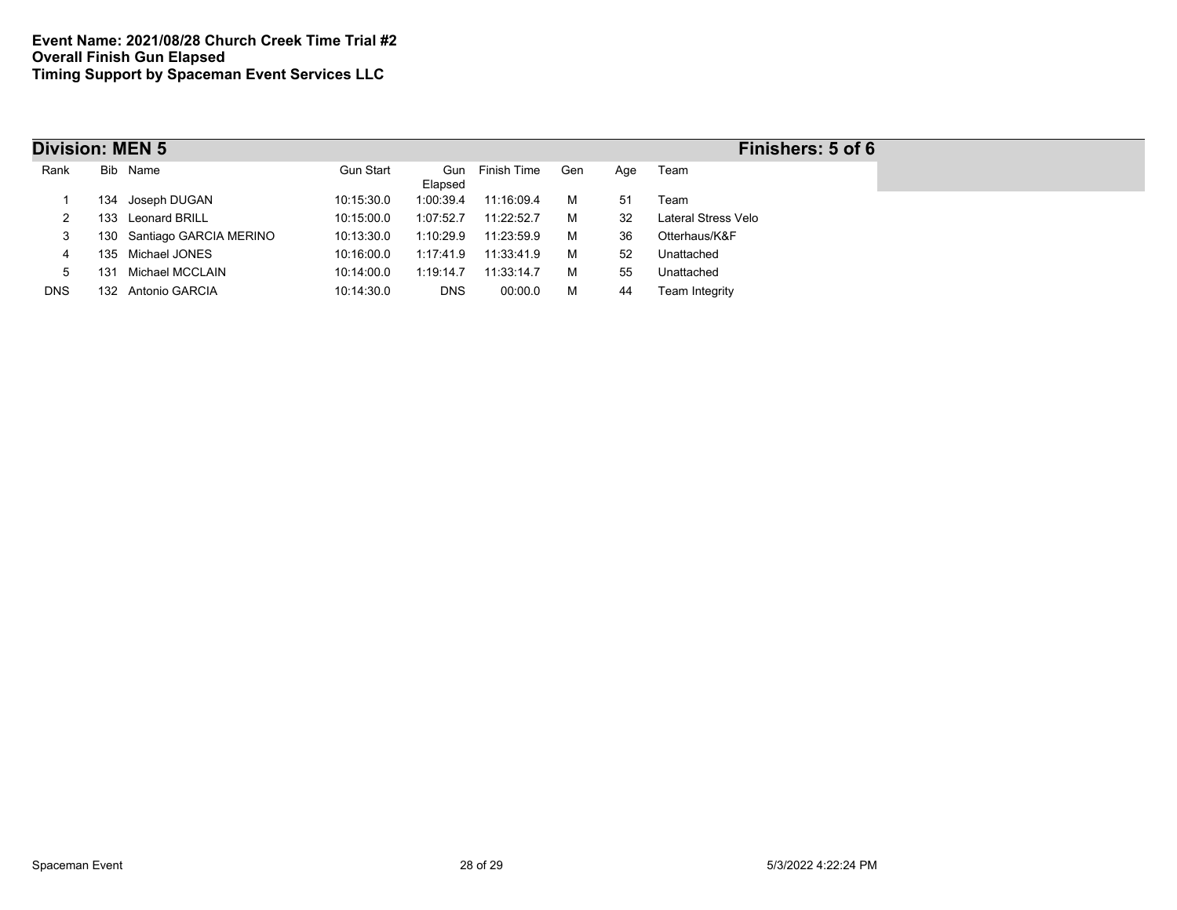**Event Name: 2021/08/28 Church Creek Time Trial #2**
**Overall Finish Gun Elapsed**
**Timing Support by Spaceman Event Services LLC**

## Division: MEN 5

**Finishers: 5 of 6**

| Rank | Bib | Name | Gun Start | Gun Elapsed | Finish Time | Gen | Age | Team |
|---|---|---|---|---|---|---|---|---|
| 1 | 134 | Joseph DUGAN | 10:15:30.0 | 1:00:39.4 | 11:16:09.4 | M | 51 | Team |
| 2 | 133 | Leonard BRILL | 10:15:00.0 | 1:07:52.7 | 11:22:52.7 | M | 32 | Lateral Stress Velo |
| 3 | 130 | Santiago GARCIA MERINO | 10:13:30.0 | 1:10:29.9 | 11:23:59.9 | M | 36 | Otterhaus/K&F |
| 4 | 135 | Michael JONES | 10:16:00.0 | 1:17:41.9 | 11:33:41.9 | M | 52 | Unattached |
| 5 | 131 | Michael MCCLAIN | 10:14:00.0 | 1:19:14.7 | 11:33:14.7 | M | 55 | Unattached |
| DNS | 132 | Antonio GARCIA | 10:14:30.0 | DNS | 00:00.0 | M | 44 | Team Integrity |

Spaceman Event

5/3/2022 4:22:24 PM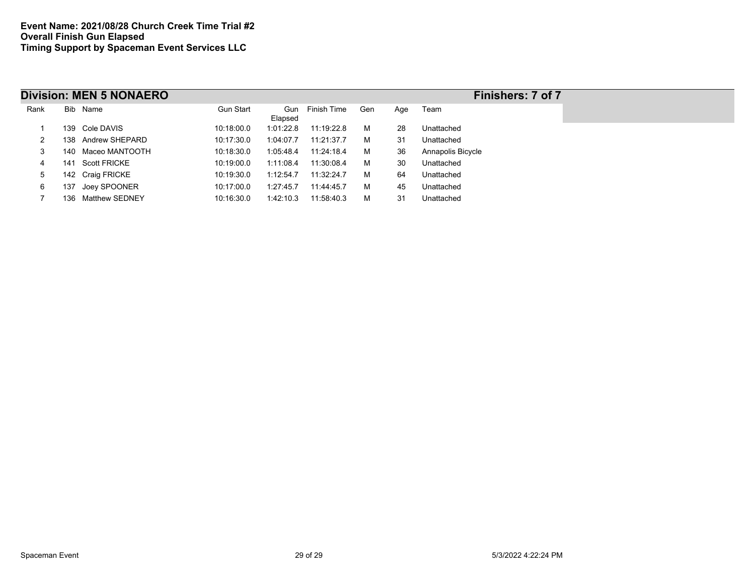**Event Name: 2021/08/28 Church Creek Time Trial #2**
**Overall Finish Gun Elapsed**
**Timing Support by Spaceman Event Services LLC**

## Division: MEN 5 NONAERO — Finishers: 7 of 7

| Rank | Bib | Name | Gun Start | Gun Elapsed | Finish Time | Gen | Age | Team |
|---|---|---|---|---|---|---|---|---|
| 1 | 139 | Cole DAVIS | 10:18:00.0 | 1:01:22.8 | 11:19:22.8 | M | 28 | Unattached |
| 2 | 138 | Andrew SHEPARD | 10:17:30.0 | 1:04:07.7 | 11:21:37.7 | M | 31 | Unattached |
| 3 | 140 | Maceo MANTOOTH | 10:18:30.0 | 1:05:48.4 | 11:24:18.4 | M | 36 | Annapolis Bicycle |
| 4 | 141 | Scott FRICKE | 10:19:00.0 | 1:11:08.4 | 11:30:08.4 | M | 30 | Unattached |
| 5 | 142 | Craig FRICKE | 10:19:30.0 | 1:12:54.7 | 11:32:24.7 | M | 64 | Unattached |
| 6 | 137 | Joey SPOONER | 10:17:00.0 | 1:27:45.7 | 11:44:45.7 | M | 45 | Unattached |
| 7 | 136 | Matthew SEDNEY | 10:16:30.0 | 1:42:10.3 | 11:58:40.3 | M | 31 | Unattached |